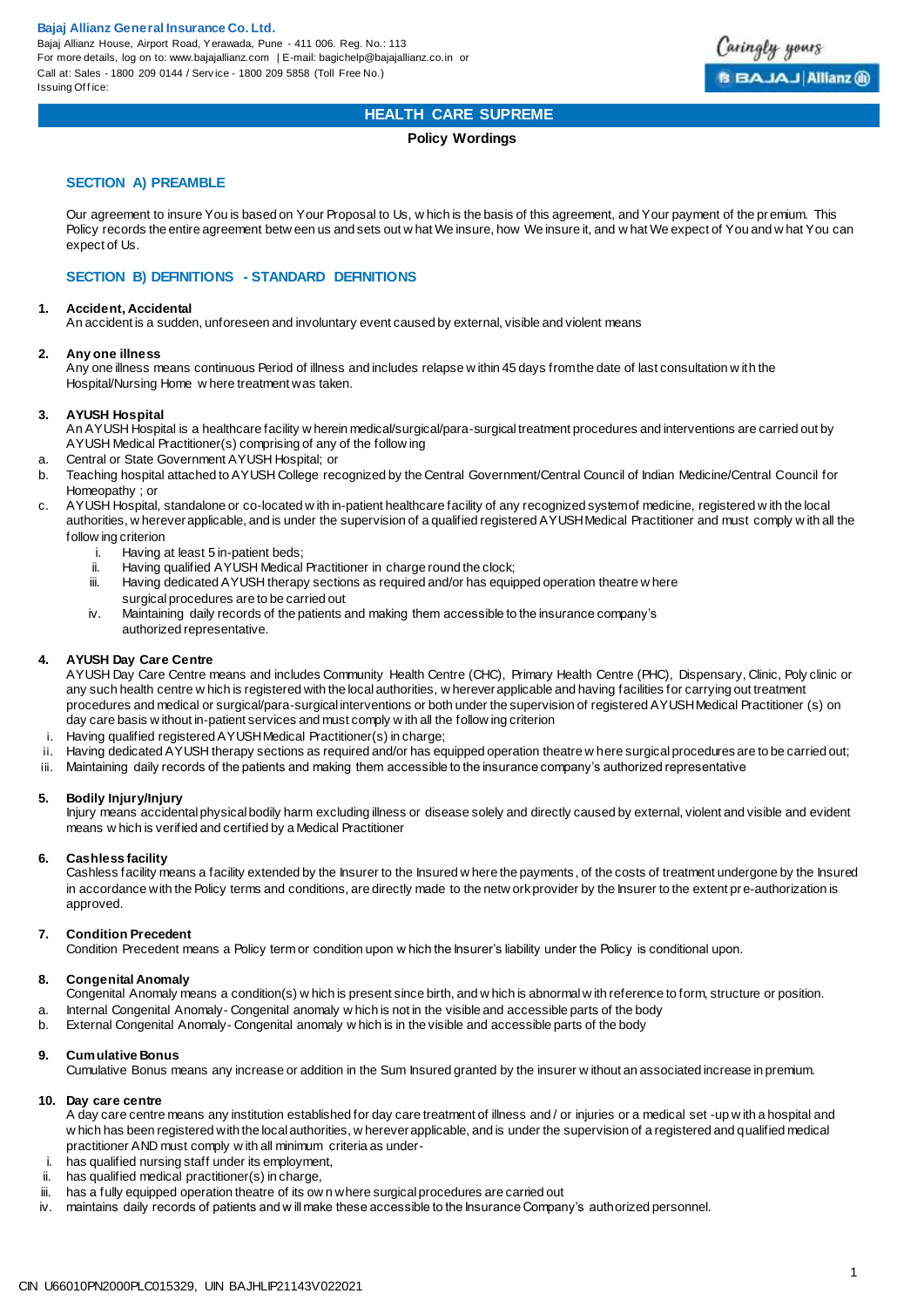**Bajaj Allianz General Insurance Co. Ltd.**
Bajaj Allianz House, Airport Road, Yerawada, Pune - 411 006. Reg. No.: 113
For more details, log on to: www.bajajallianz.com | E-mail: bagichelp@bajajallianz.co.in or
Call at: Sales - 1800 209 0144 / Service - 1800 209 5858 (Toll Free No.)
Issuing Office:

# HEALTH CARE SUPREME

**Policy Wordings**

## SECTION A) PREAMBLE

Our agreement to insure You is based on Your Proposal to Us, which is the basis of this agreement, and Your payment of the premium. This Policy records the entire agreement between us and sets out what We insure, how We insure it, and what We expect of You and what You can expect of Us.

## SECTION B) DEFINITIONS - STANDARD DEFINITIONS

**1. Accident, Accidental**
An accident is a sudden, unforeseen and involuntary event caused by external, visible and violent means

**2. Any one illness**
Any one illness means continuous Period of illness and includes relapse within 45 days from the date of last consultation with the Hospital/Nursing Home where treatment was taken.

**3. AYUSH Hospital**
An AYUSH Hospital is a healthcare facility wherein medical/surgical/para-surgical treatment procedures and interventions are carried out by AYUSH Medical Practitioner(s) comprising of any of the following

a. Central or State Government AYUSH Hospital; or
b. Teaching hospital attached to AYUSH College recognized by the Central Government/Central Council of Indian Medicine/Central Council for Homeopathy ; or
c. AYUSH Hospital, standalone or co-located with in-patient healthcare facility of any recognized system of medicine, registered with the local authorities, wherever applicable, and is under the supervision of a qualified registered AYUSH Medical Practitioner and must comply with all the following criterion
   i. Having at least 5 in-patient beds;
   ii. Having qualified AYUSH Medical Practitioner in charge round the clock;
   iii. Having dedicated AYUSH therapy sections as required and/or has equipped operation theatre where surgical procedures are to be carried out
   iv. Maintaining daily records of the patients and making them accessible to the insurance company's authorized representative.

**4. AYUSH Day Care Centre**
AYUSH Day Care Centre means and includes Community Health Centre (CHC), Primary Health Centre (PHC), Dispensary, Clinic, Polyclinic or any such health centre which is registered with the local authorities, wherever applicable and having facilities for carrying out treatment procedures and medical or surgical/para-surgical interventions or both under the supervision of registered AYUSH Medical Practitioner (s) on day care basis without in-patient services and must comply with all the following criterion

i. Having qualified registered AYUSH Medical Practitioner(s) in charge;
ii. Having dedicated AYUSH therapy sections as required and/or has equipped operation theatre where surgical procedures are to be carried out;
iii. Maintaining daily records of the patients and making them accessible to the insurance company's authorized representative

**5. Bodily Injury/Injury**
Injury means accidental physical bodily harm excluding illness or disease solely and directly caused by external, violent and visible and evident means which is verified and certified by a Medical Practitioner

**6. Cashless facility**
Cashless facility means a facility extended by the Insurer to the Insured where the payments, of the costs of treatment undergone by the Insured in accordance with the Policy terms and conditions, are directly made to the network provider by the Insurer to the extent pre-authorization is approved.

**7. Condition Precedent**
Condition Precedent means a Policy term or condition upon which the Insurer's liability under the Policy is conditional upon.

**8. Congenital Anomaly**
Congenital Anomaly means a condition(s) which is present since birth, and which is abnormal with reference to form, structure or position.

a. Internal Congenital Anomaly- Congenital anomaly which is not in the visible and accessible parts of the body
b. External Congenital Anomaly- Congenital anomaly which is in the visible and accessible parts of the body

**9. Cumulative Bonus**
Cumulative Bonus means any increase or addition in the Sum Insured granted by the insurer without an associated increase in premium.

**10. Day care centre**
A day care centre means any institution established for day care treatment of illness and / or injuries or a medical set -up with a hospital and which has been registered with the local authorities, wherever applicable, and is under the supervision of a registered and qualified medical practitioner AND must comply with all minimum criteria as under-

i. has qualified nursing staff under its employment,
ii. has qualified medical practitioner(s) in charge,
iii. has a fully equipped operation theatre of its own where surgical procedures are carried out
iv. maintains daily records of patients and will make these accessible to the Insurance Company's authorized personnel.

CIN U66010PN2000PLC015329, UIN BAJHLIP21143V022021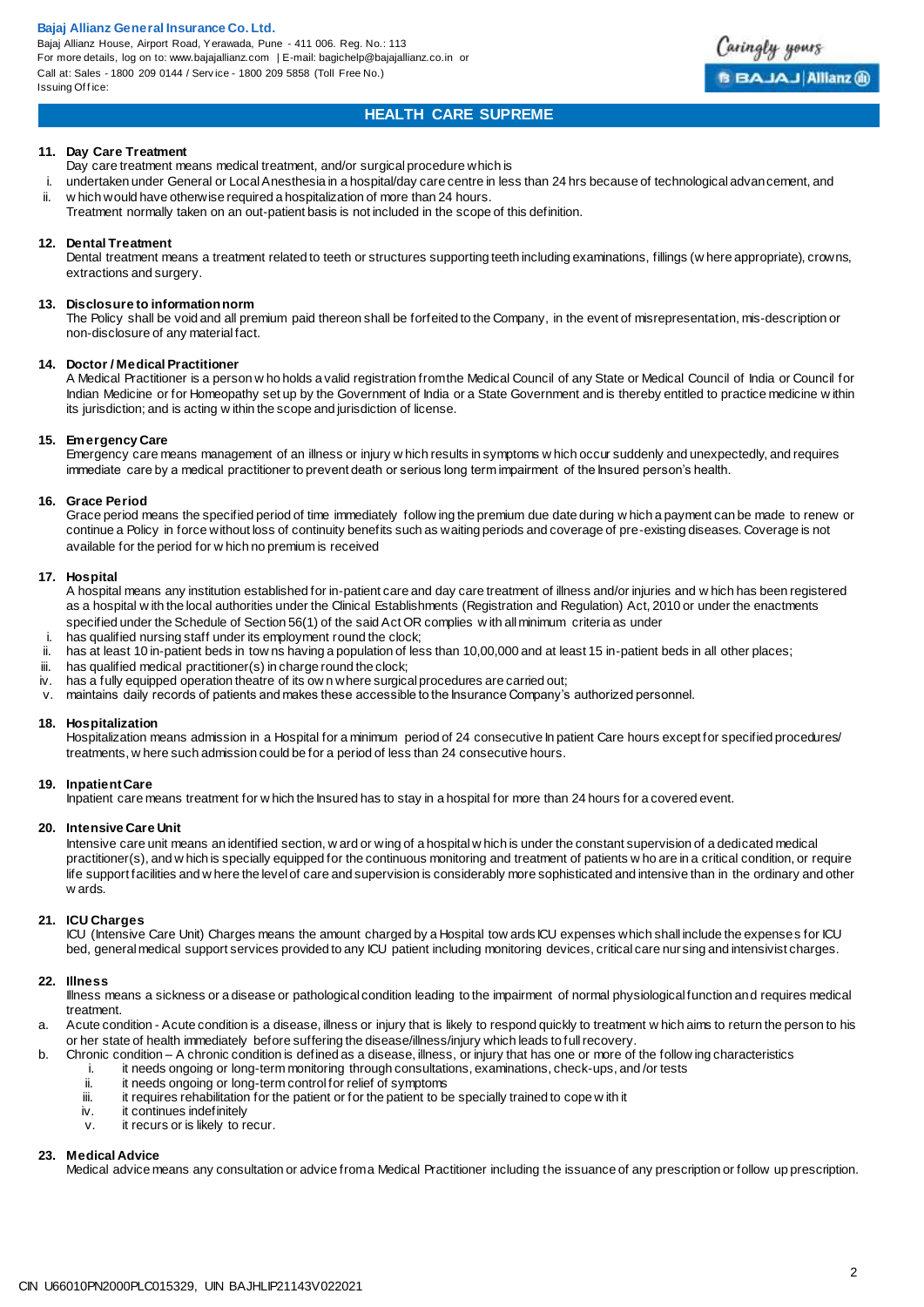## HEALTH CARE SUPREME

**11. Day Care Treatment**

Day care treatment means medical treatment, and/or surgical procedure which is

i. undertaken under General or Local Anesthesia in a hospital/day care centre in less than 24 hrs because of technological advancement, and
ii. which would have otherwise required a hospitalization of more than 24 hours.

Treatment normally taken on an out-patient basis is not included in the scope of this definition.

**12. Dental Treatment**

Dental treatment means a treatment related to teeth or structures supporting teeth including examinations, fillings (where appropriate), crowns, extractions and surgery.

**13. Disclosure to information norm**

The Policy shall be void and all premium paid thereon shall be forfeited to the Company, in the event of misrepresentation, mis-description or non-disclosure of any material fact.

**14. Doctor / Medical Practitioner**

A Medical Practitioner is a person who holds a valid registration from the Medical Council of any State or Medical Council of India or Council for Indian Medicine or for Homeopathy set up by the Government of India or a State Government and is thereby entitled to practice medicine within its jurisdiction; and is acting within the scope and jurisdiction of license.

**15. Emergency Care**

Emergency care means management of an illness or injury which results in symptoms which occur suddenly and unexpectedly, and requires immediate care by a medical practitioner to prevent death or serious long term impairment of the Insured person's health.

**16. Grace Period**

Grace period means the specified period of time immediately following the premium due date during which a payment can be made to renew or continue a Policy in force without loss of continuity benefits such as waiting periods and coverage of pre-existing diseases. Coverage is not available for the period for which no premium is received

**17. Hospital**

A hospital means any institution established for in-patient care and day care treatment of illness and/or injuries and which has been registered as a hospital with the local authorities under the Clinical Establishments (Registration and Regulation) Act, 2010 or under the enactments specified under the Schedule of Section 56(1) of the said Act OR complies with all minimum criteria as under

i. has qualified nursing staff under its employment round the clock;
ii. has at least 10 in-patient beds in towns having a population of less than 10,00,000 and at least 15 in-patient beds in all other places;
iii. has qualified medical practitioner(s) in charge round the clock;
iv. has a fully equipped operation theatre of its own where surgical procedures are carried out;
v. maintains daily records of patients and makes these accessible to the Insurance Company's authorized personnel.

**18. Hospitalization**

Hospitalization means admission in a Hospital for a minimum period of 24 consecutive In patient Care hours except for specified procedures/ treatments, where such admission could be for a period of less than 24 consecutive hours.

**19. Inpatient Care**

Inpatient care means treatment for which the Insured has to stay in a hospital for more than 24 hours for a covered event.

**20. Intensive Care Unit**

Intensive care unit means an identified section, ward or wing of a hospital which is under the constant supervision of a dedicated medical practitioner(s), and which is specially equipped for the continuous monitoring and treatment of patients who are in a critical condition, or require life support facilities and where the level of care and supervision is considerably more sophisticated and intensive than in the ordinary and other wards.

**21. ICU Charges**

ICU (Intensive Care Unit) Charges means the amount charged by a Hospital towards ICU expenses which shall include the expenses for ICU bed, general medical support services provided to any ICU patient including monitoring devices, critical care nursing and intensivist charges.

**22. Illness**

Illness means a sickness or a disease or pathological condition leading to the impairment of normal physiological function and requires medical treatment.

a. Acute condition - Acute condition is a disease, illness or injury that is likely to respond quickly to treatment which aims to return the person to his or her state of health immediately before suffering the disease/illness/injury which leads to full recovery.
b. Chronic condition – A chronic condition is defined as a disease, illness, or injury that has one or more of the following characteristics
    i. it needs ongoing or long-term monitoring through consultations, examinations, check-ups, and /or tests
    ii. it needs ongoing or long-term control for relief of symptoms
    iii. it requires rehabilitation for the patient or for the patient to be specially trained to cope with it
    iv. it continues indefinitely
    v. it recurs or is likely to recur.

**23. Medical Advice**

Medical advice means any consultation or advice from a Medical Practitioner including the issuance of any prescription or follow up prescription.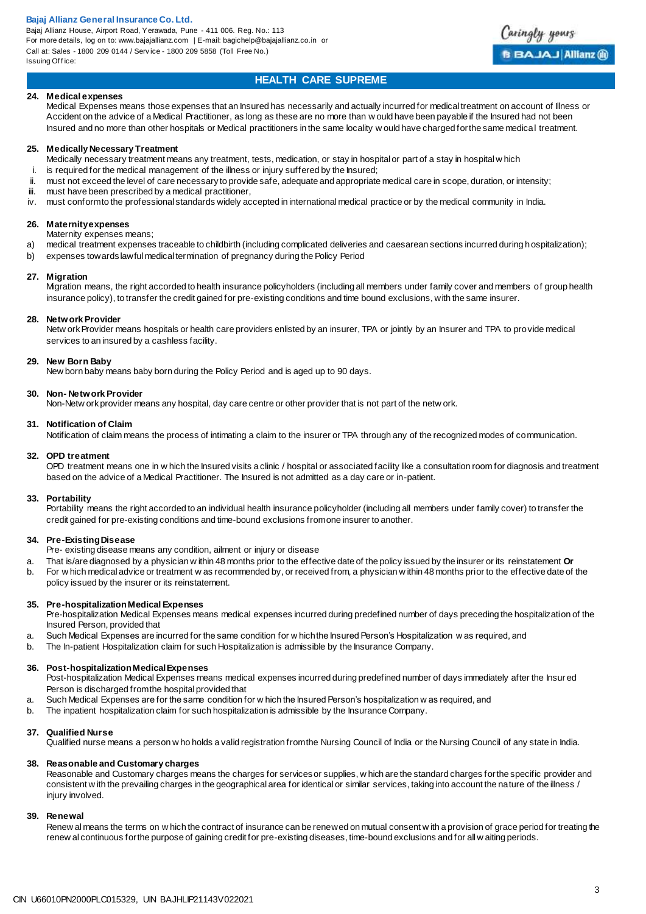**24. Medical expenses**

Medical Expenses means those expenses that an Insured has necessarily and actually incurred for medical treatment on account of Illness or Accident on the advice of a Medical Practitioner, as long as these are no more than would have been payable if the Insured had not been Insured and no more than other hospitals or Medical practitioners in the same locality would have charged for the same medical treatment.

**25. Medically Necessary Treatment**

Medically necessary treatment means any treatment, tests, medication, or stay in hospital or part of a stay in hospital which

i. is required for the medical management of the illness or injury suffered by the Insured;
ii. must not exceed the level of care necessary to provide safe, adequate and appropriate medical care in scope, duration, or intensity;
iii. must have been prescribed by a medical practitioner,
iv. must conform to the professional standards widely accepted in international medical practice or by the medical community in India.

**26. Maternity expenses**

Maternity expenses means;

a) medical treatment expenses traceable to childbirth (including complicated deliveries and caesarean sections incurred during hospitalization);
b) expenses towards lawful medical termination of pregnancy during the Policy Period

**27. Migration**

Migration means, the right accorded to health insurance policyholders (including all members under family cover and members of group health insurance policy), to transfer the credit gained for pre-existing conditions and time bound exclusions, with the same insurer.

**28. Network Provider**

Network Provider means hospitals or health care providers enlisted by an insurer, TPA or jointly by an Insurer and TPA to provide medical services to an insured by a cashless facility.

**29. New Born Baby**

New born baby means baby born during the Policy Period and is aged up to 90 days.

**30. Non- Network Provider**

Non-Network provider means any hospital, day care centre or other provider that is not part of the network.

**31. Notification of Claim**

Notification of claim means the process of intimating a claim to the insurer or TPA through any of the recognized modes of communication.

**32. OPD treatment**

OPD treatment means one in which the Insured visits a clinic / hospital or associated facility like a consultation room for diagnosis and treatment based on the advice of a Medical Practitioner. The Insured is not admitted as a day care or in-patient.

**33. Portability**

Portability means the right accorded to an individual health insurance policyholder (including all members under family cover) to transfer the credit gained for pre-existing conditions and time-bound exclusions from one insurer to another.

**34. Pre-Existing Disease**

Pre- existing disease means any condition, ailment or injury or disease

a. That is/are diagnosed by a physician within 48 months prior to the effective date of the policy issued by the insurer or its reinstatement **Or**
b. For which medical advice or treatment was recommended by, or received from, a physician within 48 months prior to the effective date of the policy issued by the insurer or its reinstatement.

**35. Pre-hospitalization Medical Expenses**

Pre-hospitalization Medical Expenses means medical expenses incurred during predefined number of days preceding the hospitalization of the Insured Person, provided that

a. Such Medical Expenses are incurred for the same condition for which the Insured Person's Hospitalization was required, and
b. The In-patient Hospitalization claim for such Hospitalization is admissible by the Insurance Company.

**36. Post-hospitalization Medical Expenses**

Post-hospitalization Medical Expenses means medical expenses incurred during predefined number of days immediately after the Insured Person is discharged from the hospital provided that

a. Such Medical Expenses are for the same condition for which the Insured Person's hospitalization was required, and
b. The inpatient hospitalization claim for such hospitalization is admissible by the Insurance Company.

**37. Qualified Nurse**

Qualified nurse means a person who holds a valid registration from the Nursing Council of India or the Nursing Council of any state in India.

**38. Reasonable and Customary charges**

Reasonable and Customary charges means the charges for services or supplies, which are the standard charges for the specific provider and consistent with the prevailing charges in the geographical area for identical or similar services, taking into account the nature of the illness / injury involved.

**39. Renewal**

Renewal means the terms on which the contract of insurance can be renewed on mutual consent with a provision of grace period for treating the renewal continuous for the purpose of gaining credit for pre-existing diseases, time-bound exclusions and for all waiting periods.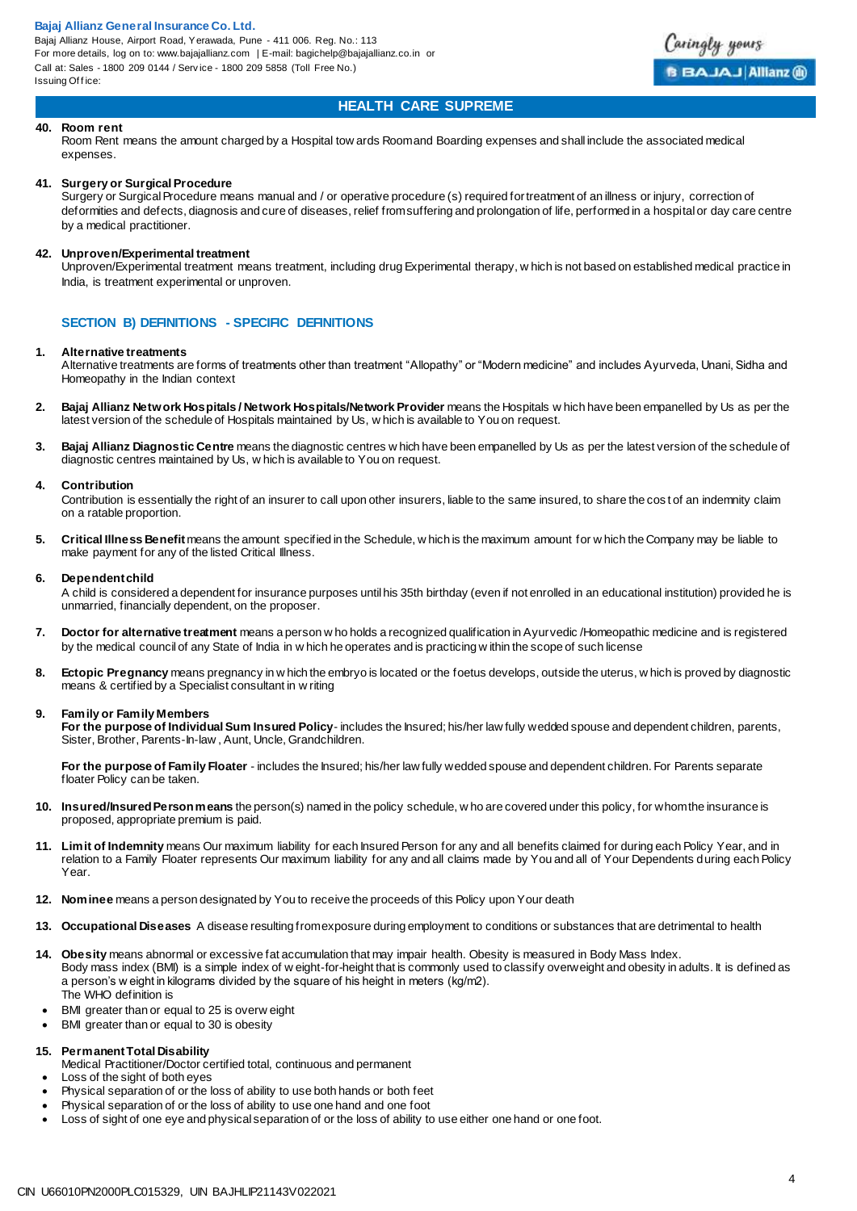## HEALTH CARE SUPREME

**40. Room rent**
Room Rent means the amount charged by a Hospital towards Room and Boarding expenses and shall include the associated medical expenses.

**41. Surgery or Surgical Procedure**
Surgery or Surgical Procedure means manual and / or operative procedure (s) required for treatment of an illness or injury, correction of deformities and defects, diagnosis and cure of diseases, relief from suffering and prolongation of life, performed in a hospital or day care centre by a medical practitioner.

**42. Unproven/Experimental treatment**
Unproven/Experimental treatment means treatment, including drug Experimental therapy, which is not based on established medical practice in India, is treatment experimental or unproven.

### SECTION B) DEFINITIONS - SPECIFIC DEFINITIONS

**1. Alternative treatments**
Alternative treatments are forms of treatments other than treatment "Allopathy" or "Modern medicine" and includes Ayurveda, Unani, Sidha and Homeopathy in the Indian context

**2. Bajaj Allianz Network Hospitals / Network Hospitals/Network Provider** means the Hospitals which have been empanelled by Us as per the latest version of the schedule of Hospitals maintained by Us, which is available to You on request.

**3. Bajaj Allianz Diagnostic Centre** means the diagnostic centres which have been empanelled by Us as per the latest version of the schedule of diagnostic centres maintained by Us, which is available to You on request.

**4. Contribution**
Contribution is essentially the right of an insurer to call upon other insurers, liable to the same insured, to share the cost of an indemnity claim on a ratable proportion.

**5. Critical Illness Benefit** means the amount specified in the Schedule, which is the maximum amount for which the Company may be liable to make payment for any of the listed Critical Illness.

**6. Dependent child**
A child is considered a dependent for insurance purposes until his 35th birthday (even if not enrolled in an educational institution) provided he is unmarried, financially dependent, on the proposer.

**7. Doctor for alternative treatment** means a person who holds a recognized qualification in Ayurvedic /Homeopathic medicine and is registered by the medical council of any State of India in which he operates and is practicing within the scope of such license

**8. Ectopic Pregnancy** means pregnancy in which the embryo is located or the foetus develops, outside the uterus, which is proved by diagnostic means & certified by a Specialist consultant in writing

**9. Family or Family Members**
**For the purpose of Individual Sum Insured Policy**- includes the Insured; his/her lawfully wedded spouse and dependent children, parents, Sister, Brother, Parents-In-law, Aunt, Uncle, Grandchildren.

**For the purpose of Family Floater** - includes the Insured; his/her lawfully wedded spouse and dependent children. For Parents separate floater Policy can be taken.

**10. Insured/Insured Person means** the person(s) named in the policy schedule, who are covered under this policy, for whom the insurance is proposed, appropriate premium is paid.

**11. Limit of Indemnity** means Our maximum liability for each Insured Person for any and all benefits claimed for during each Policy Year, and in relation to a Family Floater represents Our maximum liability for any and all claims made by You and all of Your Dependents during each Policy Year.

**12. Nominee** means a person designated by You to receive the proceeds of this Policy upon Your death

**13. Occupational Diseases** A disease resulting from exposure during employment to conditions or substances that are detrimental to health

**14. Obesity** means abnormal or excessive fat accumulation that may impair health. Obesity is measured in Body Mass Index.
Body mass index (BMI) is a simple index of weight-for-height that is commonly used to classify overweight and obesity in adults. It is defined as a person's weight in kilograms divided by the square of his height in meters (kg/m2).
The WHO definition is

- BMI greater than or equal to 25 is overweight
- BMI greater than or equal to 30 is obesity

**15. Permanent Total Disability**
Medical Practitioner/Doctor certified total, continuous and permanent

- Loss of the sight of both eyes
- Physical separation of or the loss of ability to use both hands or both feet
- Physical separation of or the loss of ability to use one hand and one foot
- Loss of sight of one eye and physical separation of or the loss of ability to use either one hand or one foot.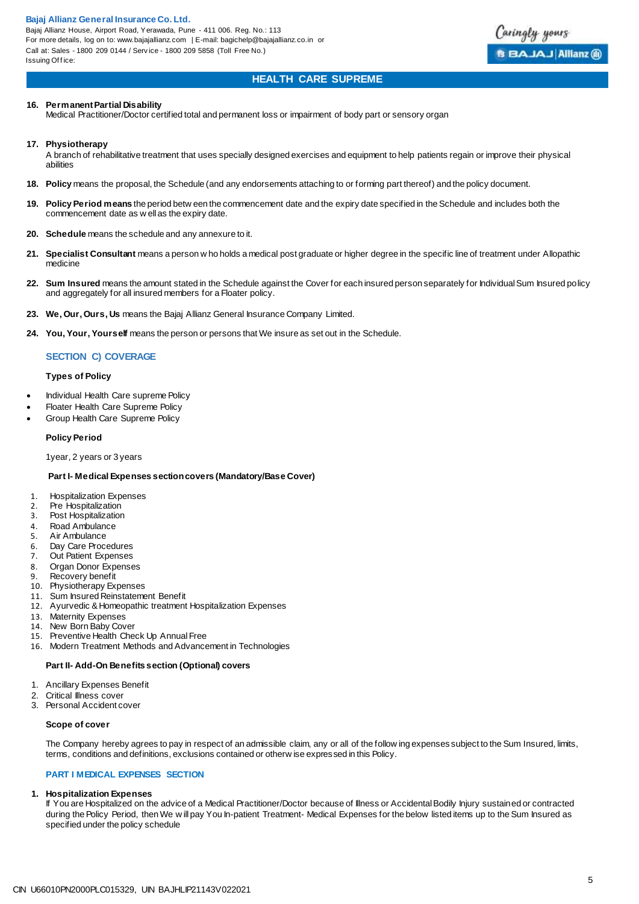**16. Permanent Partial Disability**
Medical Practitioner/Doctor certified total and permanent loss or impairment of body part or sensory organ

**17. Physiotherapy**
A branch of rehabilitative treatment that uses specially designed exercises and equipment to help patients regain or improve their physical abilities

**18. Policy** means the proposal, the Schedule (and any endorsements attaching to or forming part thereof) and the policy document.

**19. Policy Period means** the period between the commencement date and the expiry date specified in the Schedule and includes both the commencement date as well as the expiry date.

**20. Schedule** means the schedule and any annexure to it.

**21. Specialist Consultant** means a person who holds a medical post graduate or higher degree in the specific line of treatment under Allopathic medicine

**22. Sum Insured** means the amount stated in the Schedule against the Cover for each insured person separately for Individual Sum Insured policy and aggregately for all insured members for a Floater policy.

**23. We, Our, Ours, Us** means the Bajaj Allianz General Insurance Company Limited.

**24. You, Your, Yourself** means the person or persons that We insure as set out in the Schedule.

## SECTION C) COVERAGE

**Types of Policy**

- Individual Health Care supreme Policy
- Floater Health Care Supreme Policy
- Group Health Care Supreme Policy

**Policy Period**

1year, 2 years or 3 years

**Part I- Medical Expenses section covers (Mandatory/Base Cover)**

1. Hospitalization Expenses
2. Pre Hospitalization
3. Post Hospitalization
4. Road Ambulance
5. Air Ambulance
6. Day Care Procedures
7. Out Patient Expenses
8. Organ Donor Expenses
9. Recovery benefit
10. Physiotherapy Expenses
11. Sum Insured Reinstatement Benefit
12. Ayurvedic & Homeopathic treatment Hospitalization Expenses
13. Maternity Expenses
14. New Born Baby Cover
15. Preventive Health Check Up Annual Free
16. Modern Treatment Methods and Advancement in Technologies

**Part II- Add-On Benefits section (Optional) covers**

1. Ancillary Expenses Benefit
2. Critical Illness cover
3. Personal Accident cover

**Scope of cover**

The Company hereby agrees to pay in respect of an admissible claim, any or all of the following expenses subject to the Sum Insured, limits, terms, conditions and definitions, exclusions contained or otherwise expressed in this Policy.

## PART I MEDICAL EXPENSES SECTION

**1. Hospitalization Expenses**
If You are Hospitalized on the advice of a Medical Practitioner/Doctor because of Illness or Accidental Bodily Injury sustained or contracted during the Policy Period, then We will pay You In-patient Treatment- Medical Expenses for the below listed items up to the Sum Insured as specified under the policy schedule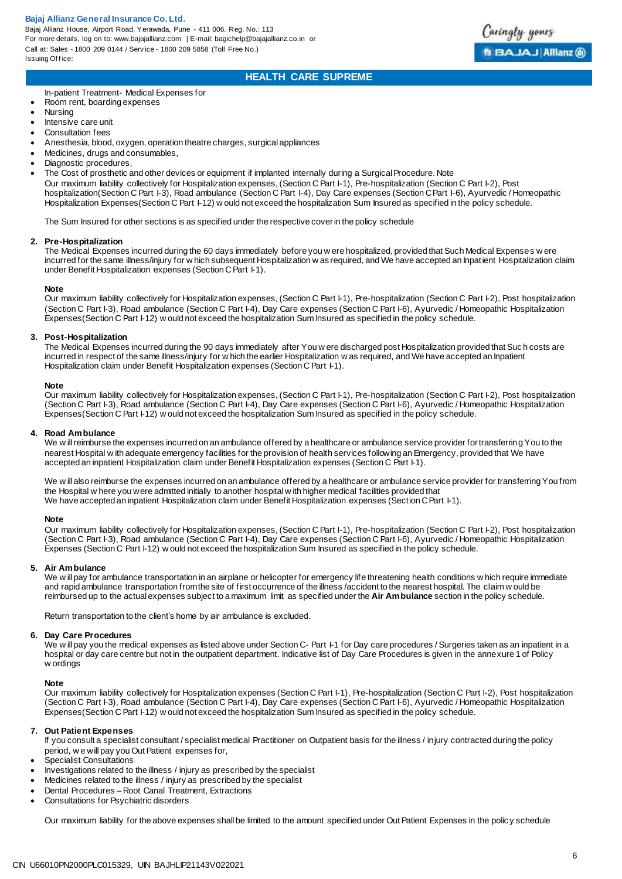In-patient Treatment- Medical Expenses for

- Room rent, boarding expenses
- Nursing
- Intensive care unit
- Consultation fees
- Anesthesia, blood, oxygen, operation theatre charges, surgical appliances
- Medicines, drugs and consumables,
- Diagnostic procedures,
- The Cost of prosthetic and other devices or equipment if implanted internally during a Surgical Procedure. Note

Our maximum liability collectively for Hospitalization expenses, (Section C Part I-1), Pre-hospitalization (Section C Part I-2), Post hospitalization(Section C Part I-3), Road ambulance (Section C Part I-4), Day Care expenses (Section C Part I-6), Ayurvedic / Homeopathic Hospitalization Expenses(Section C Part I-12) would not exceed the hospitalization Sum Insured as specified in the policy schedule.

The Sum Insured for other sections is as specified under the respective cover in the policy schedule

**2. Pre-Hospitalization**

The Medical Expenses incurred during the 60 days immediately before you were hospitalized, provided that Such Medical Expenses were incurred for the same illness/injury for which subsequent Hospitalization was required, and We have accepted an Inpatient Hospitalization claim under Benefit Hospitalization expenses (Section C Part I-1).

**Note**

Our maximum liability collectively for Hospitalization expenses, (Section C Part I-1), Pre-hospitalization (Section C Part I-2), Post hospitalization (Section C Part I-3), Road ambulance (Section C Part I-4), Day Care expenses (Section C Part I-6), Ayurvedic / Homeopathic Hospitalization Expenses(Section C Part I-12) would not exceed the hospitalization Sum Insured as specified in the policy schedule.

**3. Post-Hospitalization**

The Medical Expenses incurred during the 90 days immediately after You were discharged post Hospitalization provided that Such costs are incurred in respect of the same illness/injury for which the earlier Hospitalization was required, and We have accepted an Inpatient Hospitalization claim under Benefit Hospitalization expenses (Section C Part I-1).

**Note**

Our maximum liability collectively for Hospitalization expenses, (Section C Part I-1), Pre-hospitalization (Section C Part I-2), Post hospitalization (Section C Part I-3), Road ambulance (Section C Part I-4), Day Care expenses (Section C Part I-6), Ayurvedic / Homeopathic Hospitalization Expenses(Section C Part I-12) would not exceed the hospitalization Sum Insured as specified in the policy schedule.

**4. Road Ambulance**

We will reimburse the expenses incurred on an ambulance offered by a healthcare or ambulance service provider for transferring You to the nearest Hospital with adequate emergency facilities for the provision of health services following an Emergency, provided that We have accepted an inpatient Hospitalization claim under Benefit Hospitalization expenses (Section C Part I-1).

We will also reimburse the expenses incurred on an ambulance offered by a healthcare or ambulance service provider for transferring You from the Hospital where you were admitted initially to another hospital with higher medical facilities provided that
We have accepted an inpatient Hospitalization claim under Benefit Hospitalization expenses (Section C Part I-1).

**Note**

Our maximum liability collectively for Hospitalization expenses, (Section C Part I-1), Pre-hospitalization (Section C Part I-2), Post hospitalization (Section C Part I-3), Road ambulance (Section C Part I-4), Day Care expenses (Section C Part I-6), Ayurvedic / Homeopathic Hospitalization Expenses (Section C Part I-12) would not exceed the hospitalization Sum Insured as specified in the policy schedule.

**5. Air Ambulance**

We will pay for ambulance transportation in an airplane or helicopter for emergency life threatening health conditions which require immediate and rapid ambulance transportation from the site of first occurrence of the illness /accident to the nearest hospital. The claim would be reimbursed up to the actual expenses subject to a maximum limit as specified under the **Air Ambulance** section in the policy schedule.

Return transportation to the client's home by air ambulance is excluded.

**6. Day Care Procedures**

We will pay you the medical expenses as listed above under Section C- Part I-1 for Day care procedures / Surgeries taken as an inpatient in a hospital or day care centre but not in the outpatient department. Indicative list of Day Care Procedures is given in the annexure 1 of Policy wordings

**Note**

Our maximum liability collectively for Hospitalization expenses (Section C Part I-1), Pre-hospitalization (Section C Part I-2), Post hospitalization (Section C Part I-3), Road ambulance (Section C Part I-4), Day Care expenses (Section C Part I-6), Ayurvedic / Homeopathic Hospitalization Expenses(Section C Part I-12) would not exceed the hospitalization Sum Insured as specified in the policy schedule.

**7. Out Patient Expenses**

If you consult a specialist consultant / specialist medical Practitioner on Outpatient basis for the illness / injury contracted during the policy period, we will pay you Out Patient expenses for,

- Specialist Consultations
- Investigations related to the illness / injury as prescribed by the specialist
- Medicines related to the illness / injury as prescribed by the specialist
- Dental Procedures – Root Canal Treatment, Extractions
- Consultations for Psychiatric disorders

Our maximum liability for the above expenses shall be limited to the amount specified under Out Patient Expenses in the policy schedule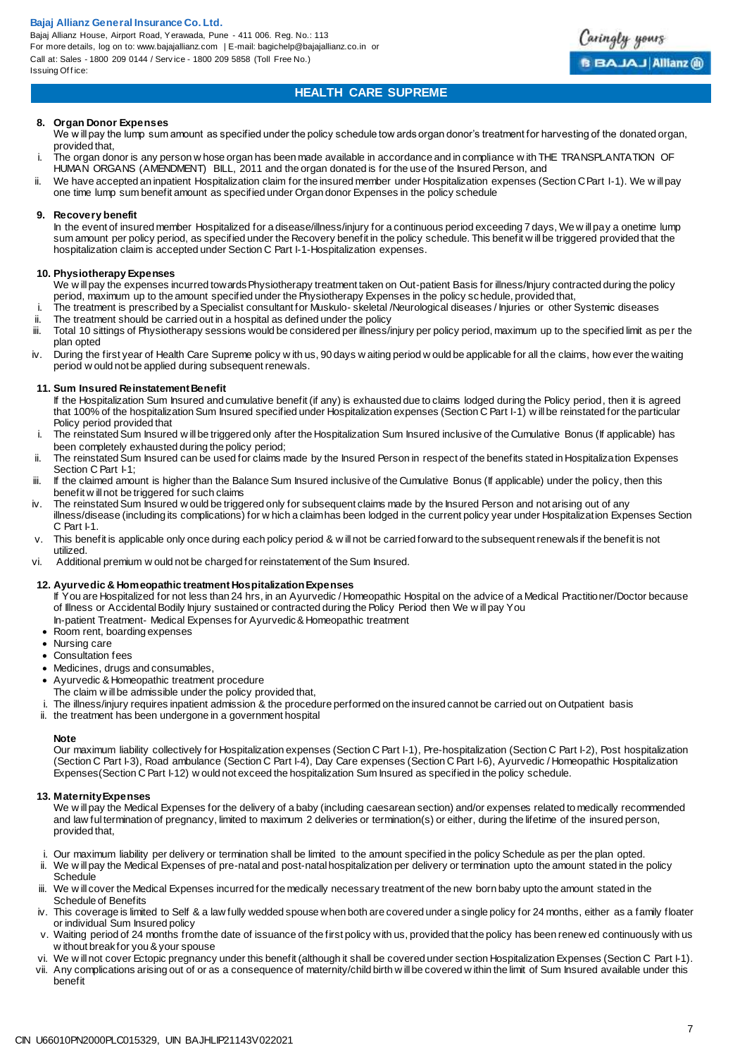#### 8. Organ Donor Expenses

We will pay the lump sum amount as specified under the policy schedule towards organ donor's treatment for harvesting of the donated organ, provided that,

i. The organ donor is any person whose organ has been made available in accordance and in compliance with THE TRANSPLANTATION OF HUMAN ORGANS (AMENDMENT) BILL, 2011 and the organ donated is for the use of the Insured Person, and
ii. We have accepted an inpatient Hospitalization claim for the insured member under Hospitalization expenses (Section C Part I-1). We will pay one time lump sum benefit amount as specified under Organ donor Expenses in the policy schedule

#### 9. Recovery benefit

In the event of insured member Hospitalized for a disease/illness/injury for a continuous period exceeding 7 days, We will pay a onetime lump sum amount per policy period, as specified under the Recovery benefit in the policy schedule. This benefit will be triggered provided that the hospitalization claim is accepted under Section C Part I-1-Hospitalization expenses.

#### 10. Physiotherapy Expenses

We will pay the expenses incurred towards Physiotherapy treatment taken on Out-patient Basis for illness/Injury contracted during the policy period, maximum up to the amount specified under the Physiotherapy Expenses in the policy schedule, provided that,

i. The treatment is prescribed by a Specialist consultant for Muskulo- skeletal /Neurological diseases / Injuries or other Systemic diseases
ii. The treatment should be carried out in a hospital as defined under the policy
iii. Total 10 sittings of Physiotherapy sessions would be considered per illness/injury per policy period, maximum up to the specified limit as per the plan opted
iv. During the first year of Health Care Supreme policy with us, 90 days waiting period would be applicable for all the claims, however the waiting period would not be applied during subsequent renewals.

#### 11. Sum Insured Reinstatement Benefit

If the Hospitalization Sum Insured and cumulative benefit (if any) is exhausted due to claims lodged during the Policy period, then it is agreed that 100% of the hospitalization Sum Insured specified under Hospitalization expenses (Section C Part I-1) will be reinstated for the particular Policy period provided that

i. The reinstated Sum Insured will be triggered only after the Hospitalization Sum Insured inclusive of the Cumulative Bonus (If applicable) has been completely exhausted during the policy period;
ii. The reinstated Sum Insured can be used for claims made by the Insured Person in respect of the benefits stated in Hospitalization Expenses Section C Part I-1;
iii. If the claimed amount is higher than the Balance Sum Insured inclusive of the Cumulative Bonus (If applicable) under the policy, then this benefit will not be triggered for such claims
iv. The reinstated Sum Insured would be triggered only for subsequent claims made by the Insured Person and not arising out of any illness/disease (including its complications) for which a claim has been lodged in the current policy year under Hospitalization Expenses Section C Part I-1.
v. This benefit is applicable only once during each policy period & will not be carried forward to the subsequent renewals if the benefit is not utilized.
vi. Additional premium would not be charged for reinstatement of the Sum Insured.

#### 12. Ayurvedic & Homeopathic treatment Hospitalization Expenses

If You are Hospitalized for not less than 24 hrs, in an Ayurvedic / Homeopathic Hospital on the advice of a Medical Practitioner/Doctor because of Illness or Accidental Bodily Injury sustained or contracted during the Policy Period then We will pay You

In-patient Treatment- Medical Expenses for Ayurvedic & Homeopathic treatment

- Room rent, boarding expenses
- Nursing care
- Consultation fees
- Medicines, drugs and consumables,
- Ayurvedic & Homeopathic treatment procedure

The claim will be admissible under the policy provided that,

i. The illness/injury requires inpatient admission & the procedure performed on the insured cannot be carried out on Outpatient basis
ii. the treatment has been undergone in a government hospital

**Note**

Our maximum liability collectively for Hospitalization expenses (Section C Part I-1), Pre-hospitalization (Section C Part I-2), Post hospitalization (Section C Part I-3), Road ambulance (Section C Part I-4), Day Care expenses (Section C Part I-6), Ayurvedic / Homeopathic Hospitalization Expenses(Section C Part I-12) would not exceed the hospitalization Sum Insured as specified in the policy schedule.

#### 13. Maternity Expenses

We will pay the Medical Expenses for the delivery of a baby (including caesarean section) and/or expenses related to medically recommended and lawful termination of pregnancy, limited to maximum 2 deliveries or termination(s) or either, during the lifetime of the insured person, provided that,

i. Our maximum liability per delivery or termination shall be limited to the amount specified in the policy Schedule as per the plan opted.
ii. We will pay the Medical Expenses of pre-natal and post-natal hospitalization per delivery or termination upto the amount stated in the policy Schedule
iii. We will cover the Medical Expenses incurred for the medically necessary treatment of the new born baby upto the amount stated in the Schedule of Benefits
iv. This coverage is limited to Self & a lawfully wedded spouse when both are covered under a single policy for 24 months, either as a family floater or individual Sum Insured policy
v. Waiting period of 24 months from the date of issuance of the first policy with us, provided that the policy has been renewed continuously with us without break for you & your spouse
vi. We will not cover Ectopic pregnancy under this benefit (although it shall be covered under section Hospitalization Expenses (Section C Part I-1).
vii. Any complications arising out of or as a consequence of maternity/child birth will be covered within the limit of Sum Insured available under this benefit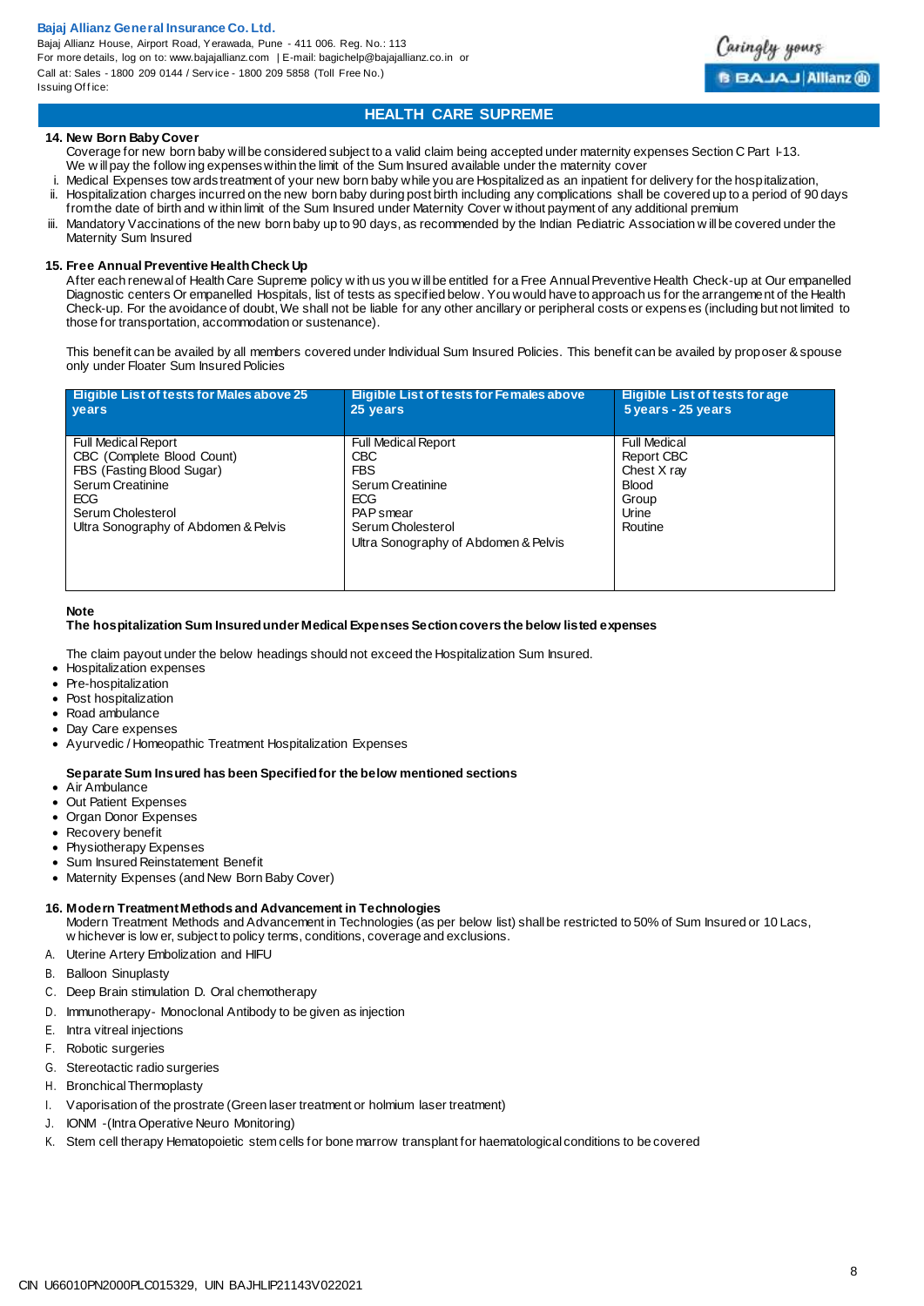## HEALTH CARE SUPREME

**14. New Born Baby Cover**

Coverage for new born baby will be considered subject to a valid claim being accepted under maternity expenses Section C Part I-13. We will pay the following expenses within the limit of the Sum Insured available under the maternity cover

i. Medical Expenses towards treatment of your new born baby while you are Hospitalized as an inpatient for delivery for the hospitalization,
ii. Hospitalization charges incurred on the new born baby during post birth including any complications shall be covered up to a period of 90 days from the date of birth and within limit of the Sum Insured under Maternity Cover without payment of any additional premium
iii. Mandatory Vaccinations of the new born baby up to 90 days, as recommended by the Indian Pediatric Association will be covered under the Maternity Sum Insured

**15. Free Annual Preventive Health Check Up**

After each renewal of Health Care Supreme policy with us you will be entitled for a Free Annual Preventive Health Check-up at Our empanelled Diagnostic centers Or empanelled Hospitals, list of tests as specified below. You would have to approach us for the arrangement of the Health Check-up. For the avoidance of doubt, We shall not be liable for any other ancillary or peripheral costs or expenses (including but not limited to those for transportation, accommodation or sustenance).

This benefit can be availed by all members covered under Individual Sum Insured Policies. This benefit can be availed by proposer & spouse only under Floater Sum Insured Policies

| Eligible List of tests for Males above 25 years | Eligible List of tests for Females above 25 years | Eligible List of tests for age 5 years - 25 years |
|---|---|---|
| Full Medical Report<br>CBC (Complete Blood Count)<br>FBS (Fasting Blood Sugar)<br>Serum Creatinine<br>ECG<br>Serum Cholesterol<br>Ultra Sonography of Abdomen & Pelvis | Full Medical Report<br>CBC<br>FBS<br>Serum Creatinine<br>ECG<br>PAP smear<br>Serum Cholesterol<br>Ultra Sonography of Abdomen & Pelvis | Full Medical Report CBC<br>Chest X ray<br>Blood Group<br>Urine Routine |

**Note**

**The hospitalization Sum Insured under Medical Expenses Section covers the below listed expenses**

The claim payout under the below headings should not exceed the Hospitalization Sum Insured.

- Hospitalization expenses
- Pre-hospitalization
- Post hospitalization
- Road ambulance
- Day Care expenses
- Ayurvedic / Homeopathic Treatment Hospitalization Expenses

**Separate Sum Insured has been Specified for the below mentioned sections**

- Air Ambulance
- Out Patient Expenses
- Organ Donor Expenses
- Recovery benefit
- Physiotherapy Expenses
- Sum Insured Reinstatement Benefit
- Maternity Expenses (and New Born Baby Cover)

**16. Modern Treatment Methods and Advancement in Technologies**

Modern Treatment Methods and Advancement in Technologies (as per below list) shall be restricted to 50% of Sum Insured or 10 Lacs, whichever is lower, subject to policy terms, conditions, coverage and exclusions.

A. Uterine Artery Embolization and HIFU
B. Balloon Sinuplasty
C. Deep Brain stimulation D. Oral chemotherapy
D. Immunotherapy- Monoclonal Antibody to be given as injection
E. Intra vitreal injections
F. Robotic surgeries
G. Stereotactic radio surgeries
H. Bronchical Thermoplasty
I. Vaporisation of the prostrate (Green laser treatment or holmium laser treatment)
J. IONM -(Intra Operative Neuro Monitoring)
K. Stem cell therapy Hematopoietic stem cells for bone marrow transplant for haematological conditions to be covered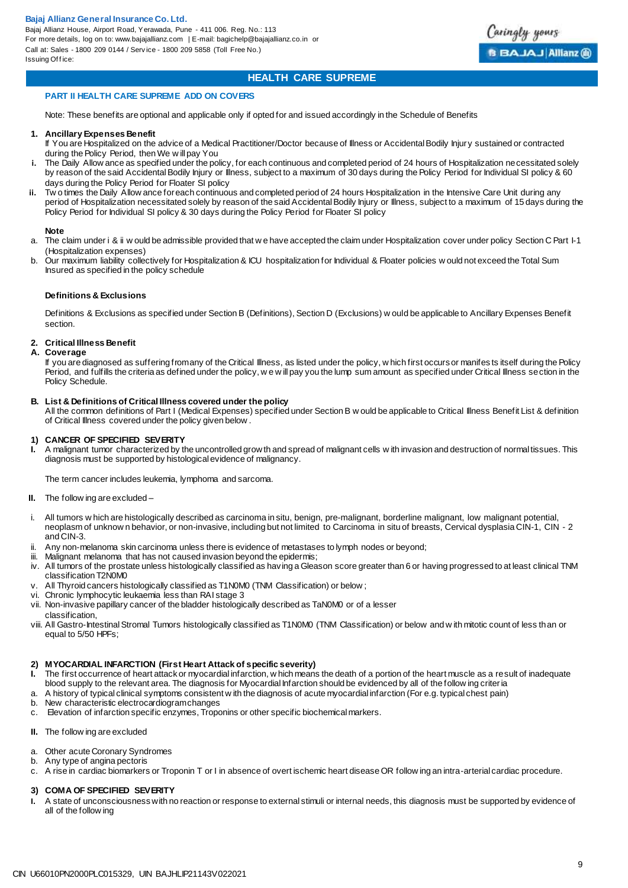## HEALTH CARE SUPREME

### PART II HEALTH CARE SUPREME ADD ON COVERS

Note: These benefits are optional and applicable only if opted for and issued accordingly in the Schedule of Benefits

**1. Ancillary Expenses Benefit**

If You are Hospitalized on the advice of a Medical Practitioner/Doctor because of Illness or Accidental Bodily Injury sustained or contracted during the Policy Period, then We will pay You

**i.** The Daily Allowance as specified under the policy, for each continuous and completed period of 24 hours of Hospitalization necessitated solely by reason of the said Accidental Bodily Injury or Illness, subject to a maximum of 30 days during the Policy Period for Individual SI policy & 60 days during the Policy Period for Floater SI policy

**ii.** Two times the Daily Allowance for each continuous and completed period of 24 hours Hospitalization in the Intensive Care Unit during any period of Hospitalization necessitated solely by reason of the said Accidental Bodily Injury or Illness, subject to a maximum of 15 days during the Policy Period for Individual SI policy & 30 days during the Policy Period for Floater SI policy

**Note**

a. The claim under i & ii would be admissible provided that we have accepted the claim under Hospitalization cover under policy Section C Part I-1 (Hospitalization expenses)

b. Our maximum liability collectively for Hospitalization & ICU hospitalization for Individual & Floater policies would not exceed the Total Sum Insured as specified in the policy schedule

**Definitions & Exclusions**

Definitions & Exclusions as specified under Section B (Definitions), Section D (Exclusions) would be applicable to Ancillary Expenses Benefit section.

**2. Critical Illness Benefit**

**A. Coverage**

If you are diagnosed as suffering from any of the Critical Illness, as listed under the policy, which first occurs or manifests itself during the Policy Period, and fulfills the criteria as defined under the policy, we will pay you the lump sum amount as specified under Critical Illness section in the Policy Schedule.

**B. List & Definitions of Critical Illness covered under the policy**

All the common definitions of Part I (Medical Expenses) specified under Section B would be applicable to Critical Illness Benefit List & definition of Critical Illness covered under the policy given below.

**1) CANCER OF SPECIFIED SEVERITY**

**I.** A malignant tumor characterized by the uncontrolled growth and spread of malignant cells with invasion and destruction of normal tissues. This diagnosis must be supported by histological evidence of malignancy.

The term cancer includes leukemia, lymphoma and sarcoma.

**II.** The following are excluded –

i. All tumors which are histologically described as carcinoma in situ, benign, pre-malignant, borderline malignant, low malignant potential, neoplasm of unknown behavior, or non-invasive, including but not limited to Carcinoma in situ of breasts, Cervical dysplasia CIN-1, CIN - 2 and CIN-3.
ii. Any non-melanoma skin carcinoma unless there is evidence of metastases to lymph nodes or beyond;
iii. Malignant melanoma that has not caused invasion beyond the epidermis;
iv. All tumors of the prostate unless histologically classified as having a Gleason score greater than 6 or having progressed to at least clinical TNM classification T2N0M0
v. All Thyroid cancers histologically classified as T1N0M0 (TNM Classification) or below;
vi. Chronic lymphocytic leukaemia less than RAI stage 3
vii. Non-invasive papillary cancer of the bladder histologically described as TaN0M0 or of a lesser classification,
viii. All Gastro-Intestinal Stromal Tumors histologically classified as T1N0M0 (TNM Classification) or below and with mitotic count of less than or equal to 5/50 HPFs;

**2) MYOCARDIAL INFARCTION (First Heart Attack of specific severity)**

**I.** The first occurrence of heart attack or myocardial infarction, which means the death of a portion of the heart muscle as a result of inadequate blood supply to the relevant area. The diagnosis for Myocardial Infarction should be evidenced by all of the following criteria

a. A history of typical clinical symptoms consistent with the diagnosis of acute myocardial infarction (For e.g. typical chest pain)
b. New characteristic electrocardiogram changes
c. Elevation of infarction specific enzymes, Troponins or other specific biochemical markers.

**II.** The following are excluded

a. Other acute Coronary Syndromes
b. Any type of angina pectoris
c. A rise in cardiac biomarkers or Troponin T or I in absence of overt ischemic heart disease OR following an intra-arterial cardiac procedure.

**3) COMA OF SPECIFIED SEVERITY**

**I.** A state of unconsciousness with no reaction or response to external stimuli or internal needs, this diagnosis must be supported by evidence of all of the following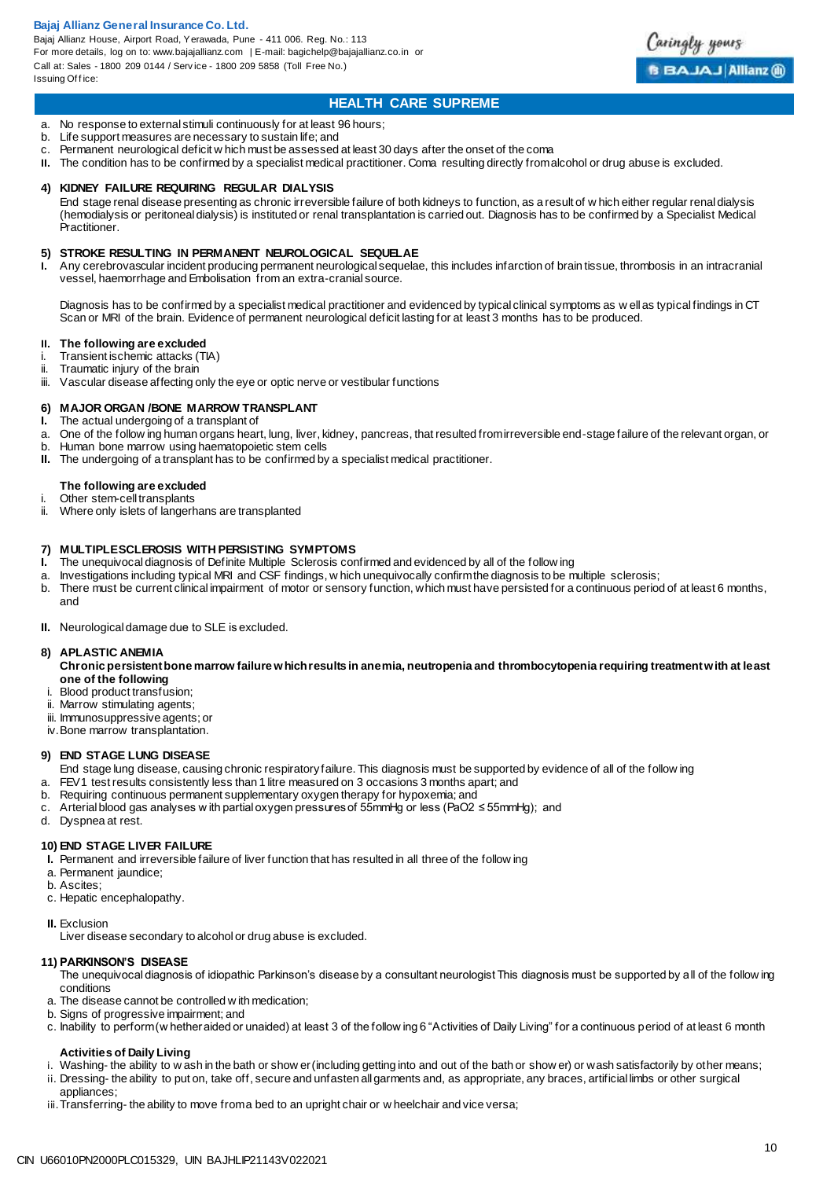a. No response to external stimuli continuously for at least 96 hours;
b. Life support measures are necessary to sustain life; and
c. Permanent neurological deficit which must be assessed at least 30 days after the onset of the coma

**II.** The condition has to be confirmed by a specialist medical practitioner. Coma resulting directly from alcohol or drug abuse is excluded.

**4) KIDNEY FAILURE REQUIRING REGULAR DIALYSIS**

End stage renal disease presenting as chronic irreversible failure of both kidneys to function, as a result of which either regular renal dialysis (hemodialysis or peritoneal dialysis) is instituted or renal transplantation is carried out. Diagnosis has to be confirmed by a Specialist Medical Practitioner.

**5) STROKE RESULTING IN PERMANENT NEUROLOGICAL SEQUELAE**

**I.** Any cerebrovascular incident producing permanent neurological sequelae, this includes infarction of brain tissue, thrombosis in an intracranial vessel, haemorrhage and Embolisation from an extra-cranial source.

Diagnosis has to be confirmed by a specialist medical practitioner and evidenced by typical clinical symptoms as well as typical findings in CT Scan or MRI of the brain. Evidence of permanent neurological deficit lasting for at least 3 months has to be produced.

**II. The following are excluded**

i. Transient ischemic attacks (TIA)
ii. Traumatic injury of the brain
iii. Vascular disease affecting only the eye or optic nerve or vestibular functions

**6) MAJOR ORGAN /BONE MARROW TRANSPLANT**

**I.** The actual undergoing of a transplant of

a. One of the following human organs heart, lung, liver, kidney, pancreas, that resulted from irreversible end-stage failure of the relevant organ, or
b. Human bone marrow using haematopoietic stem cells

**II.** The undergoing of a transplant has to be confirmed by a specialist medical practitioner.

**The following are excluded**

i. Other stem-cell transplants
ii. Where only islets of langerhans are transplanted

**7) MULTIPLESCLEROSIS WITH PERSISTING SYMPTOMS**

**I.** The unequivocal diagnosis of Definite Multiple Sclerosis confirmed and evidenced by all of the following

a. Investigations including typical MRI and CSF findings, which unequivocally confirm the diagnosis to be multiple sclerosis;
b. There must be current clinical impairment of motor or sensory function, which must have persisted for a continuous period of at least 6 months, and

**II.** Neurological damage due to SLE is excluded.

**8) APLASTIC ANEMIA**

**Chronic persistent bone marrow failure which results in anemia, neutropenia and thrombocytopenia requiring treatment with at least one of the following**

i. Blood product transfusion;
ii. Marrow stimulating agents;
iii. Immunosuppressive agents; or
iv. Bone marrow transplantation.

**9) END STAGE LUNG DISEASE**

End stage lung disease, causing chronic respiratory failure. This diagnosis must be supported by evidence of all of the following

a. FEV1 test results consistently less than 1 litre measured on 3 occasions 3 months apart; and
b. Requiring continuous permanent supplementary oxygen therapy for hypoxemia; and
c. Arterial blood gas analyses with partial oxygen pressures of 55mmHg or less ($PaO_2 \leq 55$mmHg); and
d. Dyspnea at rest.

**10) END STAGE LIVER FAILURE**

**I.** Permanent and irreversible failure of liver function that has resulted in all three of the following

a. Permanent jaundice;
b. Ascites;
c. Hepatic encephalopathy.

**II.** Exclusion

Liver disease secondary to alcohol or drug abuse is excluded.

**11) PARKINSON'S DISEASE**

The unequivocal diagnosis of idiopathic Parkinson's disease by a consultant neurologist This diagnosis must be supported by all of the following conditions

a. The disease cannot be controlled with medication;
b. Signs of progressive impairment; and
c. Inability to perform (whether aided or unaided) at least 3 of the following 6 "Activities of Daily Living" for a continuous period of at least 6 month

**Activities of Daily Living**

i. Washing- the ability to wash in the bath or shower (including getting into and out of the bath or shower) or wash satisfactorily by other means;
ii. Dressing- the ability to put on, take off, secure and unfasten all garments and, as appropriate, any braces, artificial limbs or other surgical appliances;
iii. Transferring- the ability to move from a bed to an upright chair or wheelchair and vice versa;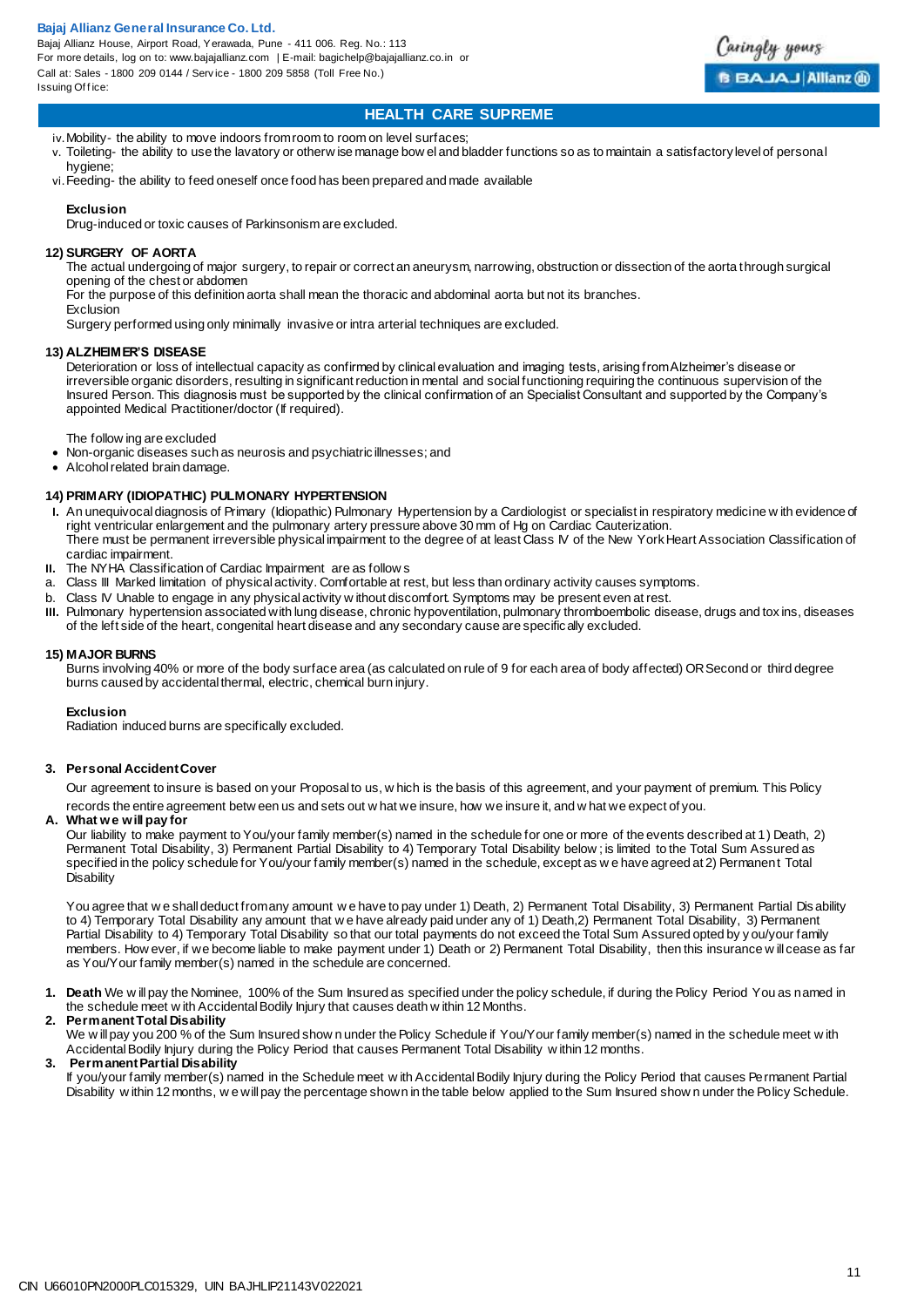iv. Mobility- the ability to move indoors from room to room on level surfaces;
v. Toileting- the ability to use the lavatory or otherwise manage bowel and bladder functions so as to maintain a satisfactory level of personal hygiene;
vi. Feeding- the ability to feed oneself once food has been prepared and made available

**Exclusion**

Drug-induced or toxic causes of Parkinsonism are excluded.

**12) SURGERY OF AORTA**

The actual undergoing of major surgery, to repair or correct an aneurysm, narrowing, obstruction or dissection of the aorta through surgical opening of the chest or abdomen

For the purpose of this definition aorta shall mean the thoracic and abdominal aorta but not its branches.

Exclusion

Surgery performed using only minimally invasive or intra arterial techniques are excluded.

**13) ALZHEIMER'S DISEASE**

Deterioration or loss of intellectual capacity as confirmed by clinical evaluation and imaging tests, arising from Alzheimer's disease or irreversible organic disorders, resulting in significant reduction in mental and social functioning requiring the continuous supervision of the Insured Person. This diagnosis must be supported by the clinical confirmation of an Specialist Consultant and supported by the Company's appointed Medical Practitioner/doctor (If required).

The following are excluded

- Non-organic diseases such as neurosis and psychiatric illnesses; and
- Alcohol related brain damage.

**14) PRIMARY (IDIOPATHIC) PULMONARY HYPERTENSION**

**I.** An unequivocal diagnosis of Primary (Idiopathic) Pulmonary Hypertension by a Cardiologist or specialist in respiratory medicine with evidence of right ventricular enlargement and the pulmonary artery pressure above 30 mm of Hg on Cardiac Cauterization.
There must be permanent irreversible physical impairment to the degree of at least Class IV of the New York Heart Association Classification of cardiac impairment.

**II.** The NYHA Classification of Cardiac Impairment are as follows

a. Class III Marked limitation of physical activity. Comfortable at rest, but less than ordinary activity causes symptoms.
b. Class IV Unable to engage in any physical activity without discomfort. Symptoms may be present even at rest.

**III.** Pulmonary hypertension associated with lung disease, chronic hypoventilation, pulmonary thromboembolic disease, drugs and toxins, diseases of the left side of the heart, congenital heart disease and any secondary cause are specifically excluded.

**15) MAJOR BURNS**

Burns involving 40% or more of the body surface area (as calculated on rule of 9 for each area of body affected) OR Second or third degree burns caused by accidental thermal, electric, chemical burn injury.

**Exclusion**

Radiation induced burns are specifically excluded.

**3. Personal Accident Cover**

Our agreement to insure is based on your Proposal to us, which is the basis of this agreement, and your payment of premium. This Policy records the entire agreement between us and sets out what we insure, how we insure it, and what we expect of you.

**A. What we will pay for**

Our liability to make payment to You/your family member(s) named in the schedule for one or more of the events described at 1) Death, 2) Permanent Total Disability, 3) Permanent Partial Disability to 4) Temporary Total Disability below; is limited to the Total Sum Assured as specified in the policy schedule for You/your family member(s) named in the schedule, except as we have agreed at 2) Permanent Total Disability

You agree that we shall deduct from any amount we have to pay under 1) Death, 2) Permanent Total Disability, 3) Permanent Partial Disability to 4) Temporary Total Disability any amount that we have already paid under any of 1) Death, 2) Permanent Total Disability, 3) Permanent Partial Disability to 4) Temporary Total Disability so that our total payments do not exceed the Total Sum Assured opted by you/your family members. However, if we become liable to make payment under 1) Death or 2) Permanent Total Disability, then this insurance will cease as far as You/Your family member(s) named in the schedule are concerned.

**1. Death** We will pay the Nominee, 100% of the Sum Insured as specified under the policy schedule, if during the Policy Period You as named in the schedule meet with Accidental Bodily Injury that causes death within 12 Months.

**2. Permanent Total Disability**
We will pay you 200 % of the Sum Insured shown under the Policy Schedule if You/Your family member(s) named in the schedule meet with Accidental Bodily Injury during the Policy Period that causes Permanent Total Disability within 12 months.

**3. Permanent Partial Disability**
If you/your family member(s) named in the Schedule meet with Accidental Bodily Injury during the Policy Period that causes Permanent Partial Disability within 12 months, we will pay the percentage shown in the table below applied to the Sum Insured shown under the Policy Schedule.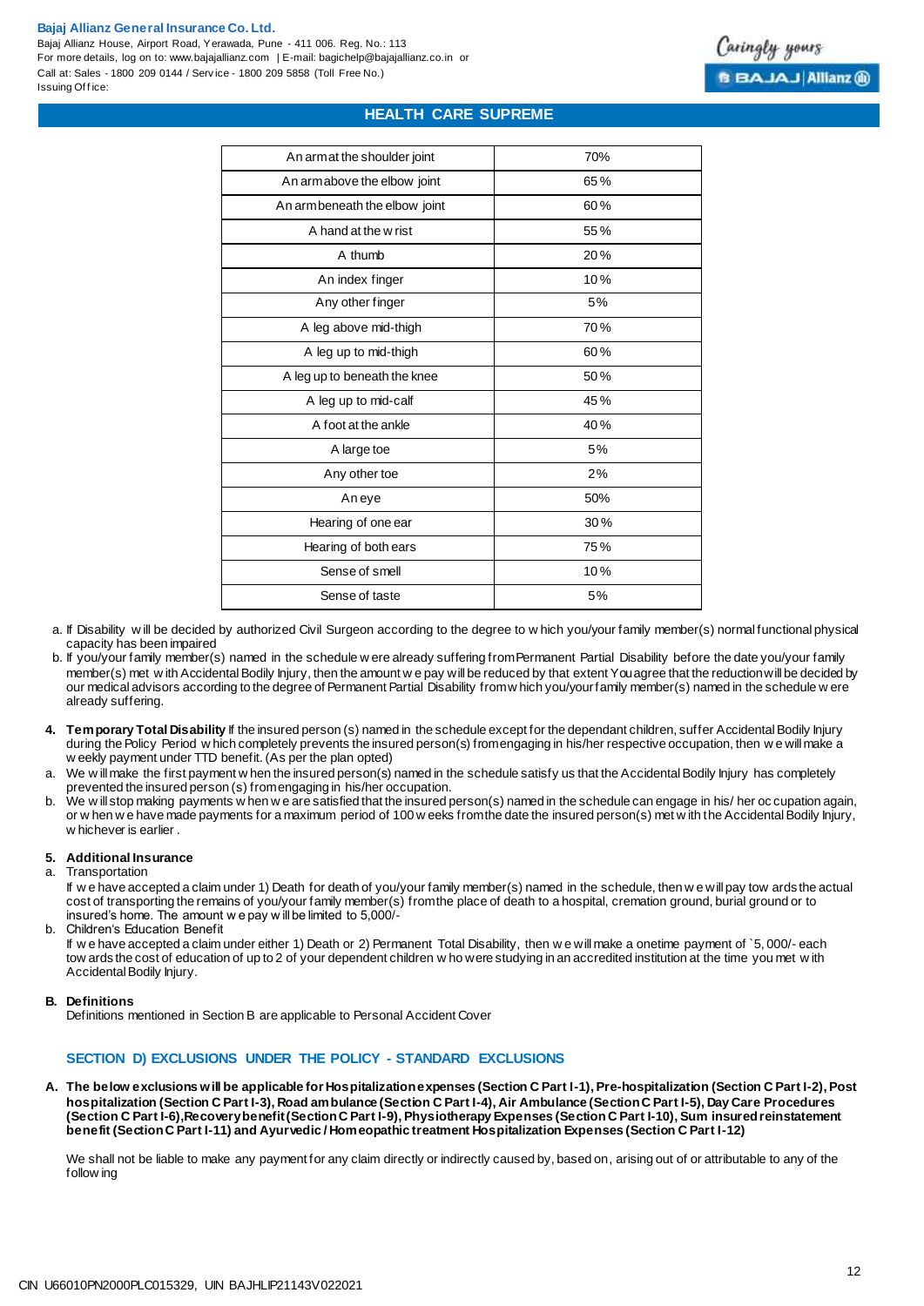| An arm at the shoulder joint | 70% |
|---|---|
| An arm above the elbow joint | 65% |
| An arm beneath the elbow joint | 60% |
| A hand at the wrist | 55% |
| A thumb | 20% |
| An index finger | 10% |
| Any other finger | 5% |
| A leg above mid-thigh | 70% |
| A leg up to mid-thigh | 60% |
| A leg up to beneath the knee | 50% |
| A leg up to mid-calf | 45% |
| A foot at the ankle | 40% |
| A large toe | 5% |
| Any other toe | 2% |
| An eye | 50% |
| Hearing of one ear | 30% |
| Hearing of both ears | 75% |
| Sense of smell | 10% |
| Sense of taste | 5% |

a. If Disability will be decided by authorized Civil Surgeon according to the degree to which you/your family member(s) normal functional physical capacity has been impaired

b. If you/your family member(s) named in the schedule were already suffering from Permanent Partial Disability before the date you/your family member(s) met with Accidental Bodily Injury, then the amount we pay will be reduced by that extent You agree that the reduction will be decided by our medical advisors according to the degree of Permanent Partial Disability from which you/your family member(s) named in the schedule were already suffering.

4. **Temporary Total Disability** If the insured person (s) named in the schedule except for the dependant children, suffer Accidental Bodily Injury during the Policy Period which completely prevents the insured person(s) from engaging in his/her respective occupation, then we will make a weekly payment under TTD benefit. (As per the plan opted)

a. We will make the first payment when the insured person(s) named in the schedule satisfy us that the Accidental Bodily Injury has completely prevented the insured person (s) from engaging in his/her occupation.

b. We will stop making payments when we are satisfied that the insured person(s) named in the schedule can engage in his/ her occupation again, or when we have made payments for a maximum period of 100 weeks from the date the insured person(s) met with the Accidental Bodily Injury, whichever is earlier .

5. **Additional Insurance**

a. Transportation

If we have accepted a claim under 1) Death for death of you/your family member(s) named in the schedule, then we will pay towards the actual cost of transporting the remains of you/your family member(s) from the place of death to a hospital, cremation ground, burial ground or to insured's home. The amount we pay will be limited to 5,000/-

b. Children's Education Benefit

If we have accepted a claim under either 1) Death or 2) Permanent Total Disability, then we will make a onetime payment of `5,000/- each towards the cost of education of up to 2 of your dependent children who were studying in an accredited institution at the time you met with Accidental Bodily Injury.

**B. Definitions**

Definitions mentioned in Section B are applicable to Personal Accident Cover

## SECTION D) EXCLUSIONS UNDER THE POLICY - STANDARD EXCLUSIONS

**A. The below exclusions will be applicable for Hospitalization expenses (Section C Part I-1), Pre-hospitalization (Section C Part I-2), Post hospitalization (Section C Part I-3), Road ambulance (Section C Part I-4), Air Ambulance (Section C Part I-5), Day Care Procedures (Section C Part I-6), Recovery benefit (Section C Part I-9), Physiotherapy Expenses (Section C Part I-10), Sum insured reinstatement benefit (Section C Part I-11) and Ayurvedic / Homeopathic treatment Hospitalization Expenses (Section C Part I-12)**

We shall not be liable to make any payment for any claim directly or indirectly caused by, based on, arising out of or attributable to any of the following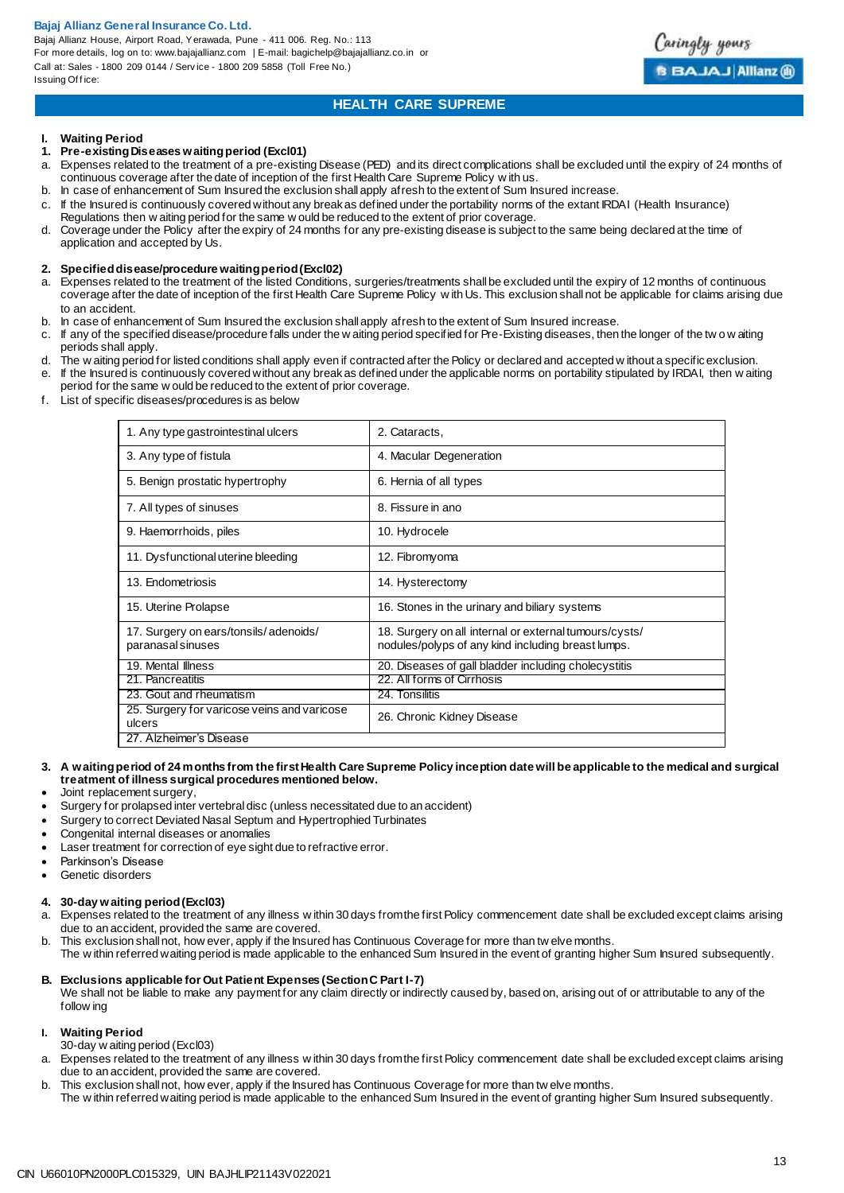## I. Waiting Period

### 1. Pre-existing Diseases waiting period (Excl01)

a. Expenses related to the treatment of a pre-existing Disease (PED) and its direct complications shall be excluded until the expiry of 24 months of continuous coverage after the date of inception of the first Health Care Supreme Policy with us.
b. In case of enhancement of Sum Insured the exclusion shall apply afresh to the extent of Sum Insured increase.
c. If the Insured is continuously covered without any break as defined under the portability norms of the extant IRDAI (Health Insurance) Regulations then waiting period for the same would be reduced to the extent of prior coverage.
d. Coverage under the Policy after the expiry of 24 months for any pre-existing disease is subject to the same being declared at the time of application and accepted by Us.

### 2. Specified disease/procedure waiting period (Excl02)

a. Expenses related to the treatment of the listed Conditions, surgeries/treatments shall be excluded until the expiry of 12 months of continuous coverage after the date of inception of the first Health Care Supreme Policy with Us. This exclusion shall not be applicable for claims arising due to an accident.
b. In case of enhancement of Sum Insured the exclusion shall apply afresh to the extent of Sum Insured increase.
c. If any of the specified disease/procedure falls under the waiting period specified for Pre-Existing diseases, then the longer of the two waiting periods shall apply.
d. The waiting period for listed conditions shall apply even if contracted after the Policy or declared and accepted without a specific exclusion.
e. If the Insured is continuously covered without any break as defined under the applicable norms on portability stipulated by IRDAI, then waiting period for the same would be reduced to the extent of prior coverage.
f. List of specific diseases/procedures is as below

| | |
|---|---|
| 1. Any type gastrointestinal ulcers | 2. Cataracts, |
| 3. Any type of fistula | 4. Macular Degeneration |
| 5. Benign prostatic hypertrophy | 6. Hernia of all types |
| 7. All types of sinuses | 8. Fissure in ano |
| 9. Haemorrhoids, piles | 10. Hydrocele |
| 11. Dysfunctional uterine bleeding | 12. Fibromyoma |
| 13. Endometriosis | 14. Hysterectomy |
| 15. Uterine Prolapse | 16. Stones in the urinary and biliary systems |
| 17. Surgery on ears/tonsils/adenoids/ paranasal sinuses | 18. Surgery on all internal or external tumours/cysts/ nodules/polyps of any kind including breast lumps. |
| 19. Mental Illness | 20. Diseases of gall bladder including cholecystitis |
| 21. Pancreatitis | 22. All forms of Cirrhosis |
| 23. Gout and rheumatism | 24. Tonsilitis |
| 25. Surgery for varicose veins and varicose ulcers | 26. Chronic Kidney Disease |
| 27. Alzheimer's Disease | |

### 3. A waiting period of 24 months from the first Health Care Supreme Policy inception date will be applicable to the medical and surgical treatment of illness surgical procedures mentioned below.

- Joint replacement surgery,
- Surgery for prolapsed inter vertebral disc (unless necessitated due to an accident)
- Surgery to correct Deviated Nasal Septum and Hypertrophied Turbinates
- Congenital internal diseases or anomalies
- Laser treatment for correction of eye sight due to refractive error.
- Parkinson's Disease
- Genetic disorders

### 4. 30-day waiting period (Excl03)

a. Expenses related to the treatment of any illness within 30 days from the first Policy commencement date shall be excluded except claims arising due to an accident, provided the same are covered.
b. This exclusion shall not, however, apply if the Insured has Continuous Coverage for more than twelve months.
The within referred waiting period is made applicable to the enhanced Sum Insured in the event of granting higher Sum Insured subsequently.

## B. Exclusions applicable for Out Patient Expenses (Section C Part I-7)

We shall not be liable to make any payment for any claim directly or indirectly caused by, based on, arising out of or attributable to any of the following

### I. Waiting Period

30-day waiting period (Excl03)

a. Expenses related to the treatment of any illness within 30 days from the first Policy commencement date shall be excluded except claims arising due to an accident, provided the same are covered.
b. This exclusion shall not, however, apply if the Insured has Continuous Coverage for more than twelve months.
The within referred waiting period is made applicable to the enhanced Sum Insured in the event of granting higher Sum Insured subsequently.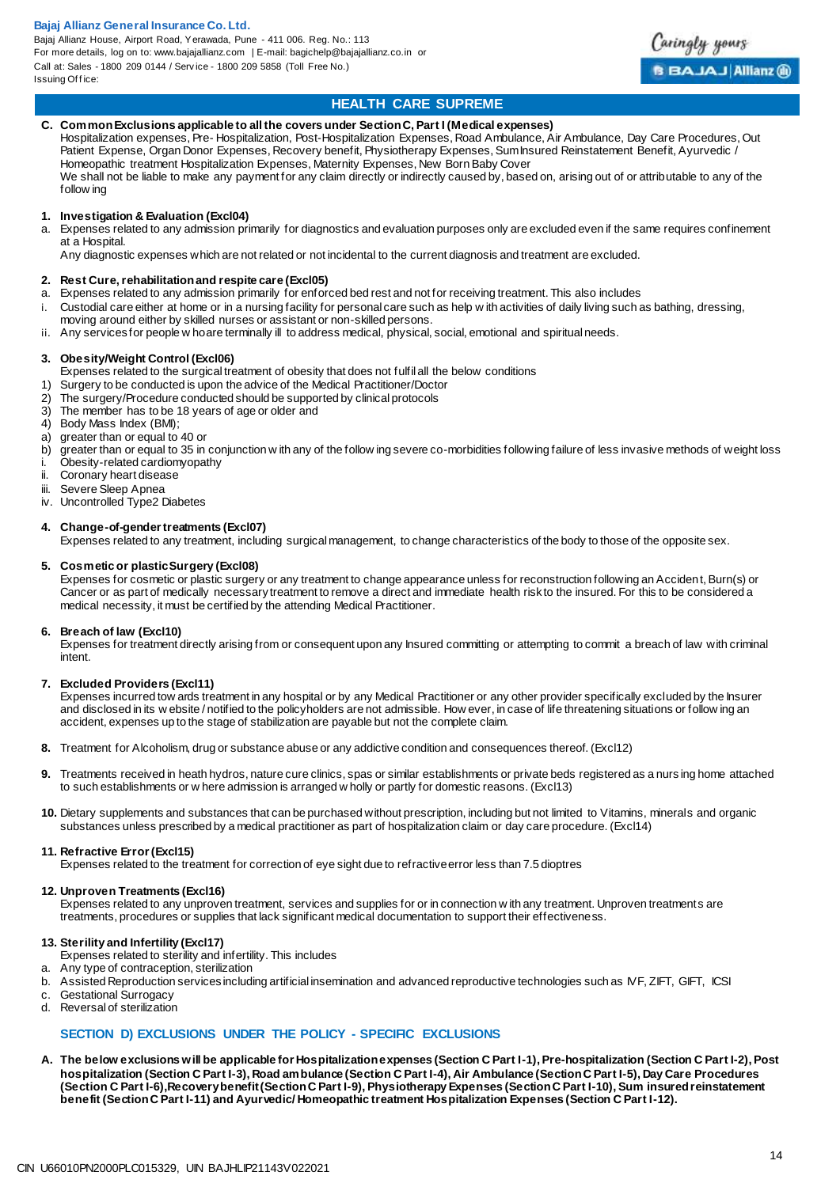## HEALTH CARE SUPREME

**C. Common Exclusions applicable to all the covers under Section C, Part I (Medical expenses)**

Hospitalization expenses, Pre- Hospitalization, Post-Hospitalization Expenses, Road Ambulance, Air Ambulance, Day Care Procedures, Out Patient Expense, Organ Donor Expenses, Recovery benefit, Physiotherapy Expenses, Sum Insured Reinstatement Benefit, Ayurvedic / Homeopathic treatment Hospitalization Expenses, Maternity Expenses, New Born Baby Cover

We shall not be liable to make any payment for any claim directly or indirectly caused by, based on, arising out of or attributable to any of the following

**1. Investigation & Evaluation (Excl04)**

a. Expenses related to any admission primarily for diagnostics and evaluation purposes only are excluded even if the same requires confinement at a Hospital.

Any diagnostic expenses which are not related or not incidental to the current diagnosis and treatment are excluded.

**2. Rest Cure, rehabilitation and respite care (Excl05)**

a. Expenses related to any admission primarily for enforced bed rest and not for receiving treatment. This also includes

i. Custodial care either at home or in a nursing facility for personal care such as help with activities of daily living such as bathing, dressing, moving around either by skilled nurses or assistant or non-skilled persons.

ii. Any services for people who are terminally ill to address medical, physical, social, emotional and spiritual needs.

**3. Obesity/Weight Control (Excl06)**

Expenses related to the surgical treatment of obesity that does not fulfil all the below conditions

1) Surgery to be conducted is upon the advice of the Medical Practitioner/Doctor
2) The surgery/Procedure conducted should be supported by clinical protocols
3) The member has to be 18 years of age or older and
4) Body Mass Index (BMI);

a) greater than or equal to 40 or

b) greater than or equal to 35 in conjunction with any of the following severe co-morbidities following failure of less invasive methods of weight loss

i. Obesity-related cardiomyopathy

ii. Coronary heart disease

iii. Severe Sleep Apnea

iv. Uncontrolled Type2 Diabetes

**4. Change-of-gender treatments (Excl07)**

Expenses related to any treatment, including surgical management, to change characteristics of the body to those of the opposite sex.

**5. Cosmetic or plastic Surgery (Excl08)**

Expenses for cosmetic or plastic surgery or any treatment to change appearance unless for reconstruction following an Accident, Burn(s) or Cancer or as part of medically necessary treatment to remove a direct and immediate health risk to the insured. For this to be considered a medical necessity, it must be certified by the attending Medical Practitioner.

**6. Breach of law (Excl10)**

Expenses for treatment directly arising from or consequent upon any Insured committing or attempting to commit a breach of law with criminal intent.

**7. Excluded Providers (Excl11)**

Expenses incurred towards treatment in any hospital or by any Medical Practitioner or any other provider specifically excluded by the Insurer and disclosed in its website / notified to the policyholders are not admissible. However, in case of life threatening situations or following an accident, expenses up to the stage of stabilization are payable but not the complete claim.

**8.** Treatment for Alcoholism, drug or substance abuse or any addictive condition and consequences thereof. (Excl12)

**9.** Treatments received in heath hydros, nature cure clinics, spas or similar establishments or private beds registered as a nursing home attached to such establishments or where admission is arranged wholly or partly for domestic reasons. (Excl13)

**10.** Dietary supplements and substances that can be purchased without prescription, including but not limited to Vitamins, minerals and organic substances unless prescribed by a medical practitioner as part of hospitalization claim or day care procedure. (Excl14)

**11. Refractive Error (Excl15)**

Expenses related to the treatment for correction of eye sight due to refractive error less than 7.5 dioptres

**12. Unproven Treatments (Excl16)**

Expenses related to any unproven treatment, services and supplies for or in connection with any treatment. Unproven treatments are treatments, procedures or supplies that lack significant medical documentation to support their effectiveness.

**13. Sterility and Infertility (Excl17)**

Expenses related to sterility and infertility. This includes

a. Any type of contraception, sterilization

b. Assisted Reproduction services including artificial insemination and advanced reproductive technologies such as IVF, ZIFT, GIFT, ICSI

c. Gestational Surrogacy

d. Reversal of sterilization

## SECTION D) EXCLUSIONS UNDER THE POLICY - SPECIFIC EXCLUSIONS

**A. The below exclusions will be applicable for Hospitalization expenses (Section C Part I-1), Pre-hospitalization (Section C Part I-2), Post hospitalization (Section C Part I-3), Road ambulance (Section C Part I-4), Air Ambulance (Section C Part I-5), Day Care Procedures (Section C Part I-6), Recovery benefit (Section C Part I-9), Physiotherapy Expenses (Section C Part I-10), Sum insured reinstatement benefit (Section C Part I-11) and Ayurvedic/ Homeopathic treatment Hospitalization Expenses (Section C Part I-12).**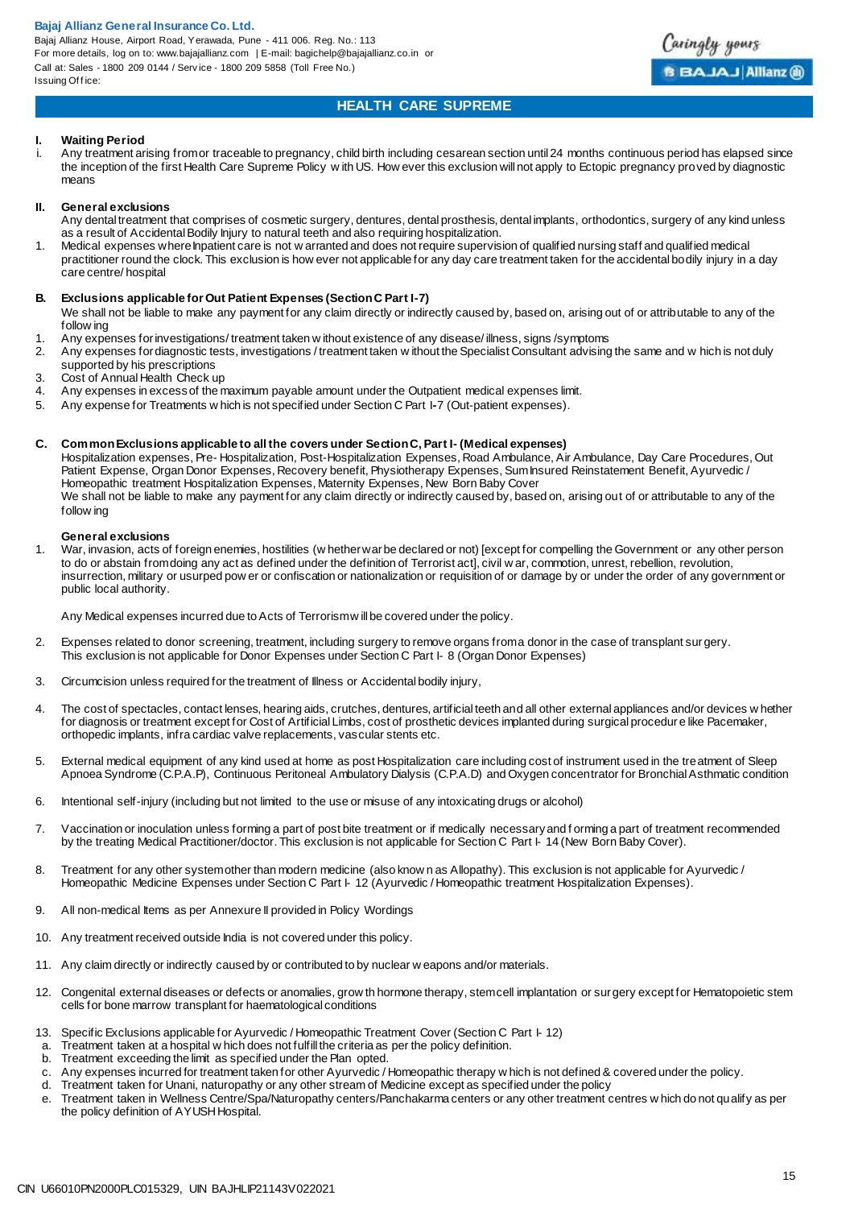## I. Waiting Period

i. Any treatment arising from or traceable to pregnancy, child birth including cesarean section until 24 months continuous period has elapsed since the inception of the first Health Care Supreme Policy with US. However this exclusion will not apply to Ectopic pregnancy proved by diagnostic means

## II. General exclusions

Any dental treatment that comprises of cosmetic surgery, dentures, dental prosthesis, dental implants, orthodontics, surgery of any kind unless as a result of Accidental Bodily Injury to natural teeth and also requiring hospitalization.

1. Medical expenses where Inpatient care is not warranted and does not require supervision of qualified nursing staff and qualified medical practitioner round the clock. This exclusion is however not applicable for any day care treatment taken for the accidental bodily injury in a day care centre/ hospital

## B. Exclusions applicable for Out Patient Expenses (Section C Part I-7)

We shall not be liable to make any payment for any claim directly or indirectly caused by, based on, arising out of or attributable to any of the following

1. Any expenses for investigations/ treatment taken without existence of any disease/ illness, signs /symptoms
2. Any expenses for diagnostic tests, investigations / treatment taken without the Specialist Consultant advising the same and which is not duly supported by his prescriptions
3. Cost of Annual Health Check up
4. Any expenses in excess of the maximum payable amount under the Outpatient medical expenses limit.
5. Any expense for Treatments which is not specified under Section C Part I-7 (Out-patient expenses).

## C. Common Exclusions applicable to all the covers under Section C, Part I- (Medical expenses)

Hospitalization expenses, Pre- Hospitalization, Post-Hospitalization Expenses, Road Ambulance, Air Ambulance, Day Care Procedures, Out Patient Expense, Organ Donor Expenses, Recovery benefit, Physiotherapy Expenses, Sum Insured Reinstatement Benefit, Ayurvedic / Homeopathic treatment Hospitalization Expenses, Maternity Expenses, New Born Baby Cover

We shall not be liable to make any payment for any claim directly or indirectly caused by, based on, arising out of or attributable to any of the following

### General exclusions

1. War, invasion, acts of foreign enemies, hostilities (whether war be declared or not) [except for compelling the Government or any other person to do or abstain from doing any act as defined under the definition of Terrorist act], civil war, commotion, unrest, rebellion, revolution, insurrection, military or usurped power or confiscation or nationalization or requisition of or damage by or under the order of any government or public local authority.

   Any Medical expenses incurred due to Acts of Terrorism will be covered under the policy.

2. Expenses related to donor screening, treatment, including surgery to remove organs from a donor in the case of transplant surgery. This exclusion is not applicable for Donor Expenses under Section C Part I- 8 (Organ Donor Expenses)

3. Circumcision unless required for the treatment of Illness or Accidental bodily injury,

4. The cost of spectacles, contact lenses, hearing aids, crutches, dentures, artificial teeth and all other external appliances and/or devices whether for diagnosis or treatment except for Cost of Artificial Limbs, cost of prosthetic devices implanted during surgical procedure like Pacemaker, orthopedic implants, infra cardiac valve replacements, vascular stents etc.

5. External medical equipment of any kind used at home as post Hospitalization care including cost of instrument used in the treatment of Sleep Apnoea Syndrome (C.P.A.P), Continuous Peritoneal Ambulatory Dialysis (C.P.A.D) and Oxygen concentrator for Bronchial Asthmatic condition

6. Intentional self-injury (including but not limited to the use or misuse of any intoxicating drugs or alcohol)

7. Vaccination or inoculation unless forming a part of post bite treatment or if medically necessary and forming a part of treatment recommended by the treating Medical Practitioner/doctor. This exclusion is not applicable for Section C Part I- 14 (New Born Baby Cover).

8. Treatment for any other system other than modern medicine (also known as Allopathy). This exclusion is not applicable for Ayurvedic / Homeopathic Medicine Expenses under Section C Part I- 12 (Ayurvedic / Homeopathic treatment Hospitalization Expenses).

9. All non-medical Items as per Annexure II provided in Policy Wordings

10. Any treatment received outside India is not covered under this policy.

11. Any claim directly or indirectly caused by or contributed to by nuclear weapons and/or materials.

12. Congenital external diseases or defects or anomalies, growth hormone therapy, stem cell implantation or surgery except for Hematopoietic stem cells for bone marrow transplant for haematological conditions

13. Specific Exclusions applicable for Ayurvedic / Homeopathic Treatment Cover (Section C Part I- 12)
    a. Treatment taken at a hospital which does not fulfill the criteria as per the policy definition.
    b. Treatment exceeding the limit as specified under the Plan opted.
    c. Any expenses incurred for treatment taken for other Ayurvedic / Homeopathic therapy which is not defined & covered under the policy.
    d. Treatment taken for Unani, naturopathy or any other stream of Medicine except as specified under the policy
    e. Treatment taken in Wellness Centre/Spa/Naturopathy centers/Panchakarma centers or any other treatment centres which do not qualify as per the policy definition of AYUSH Hospital.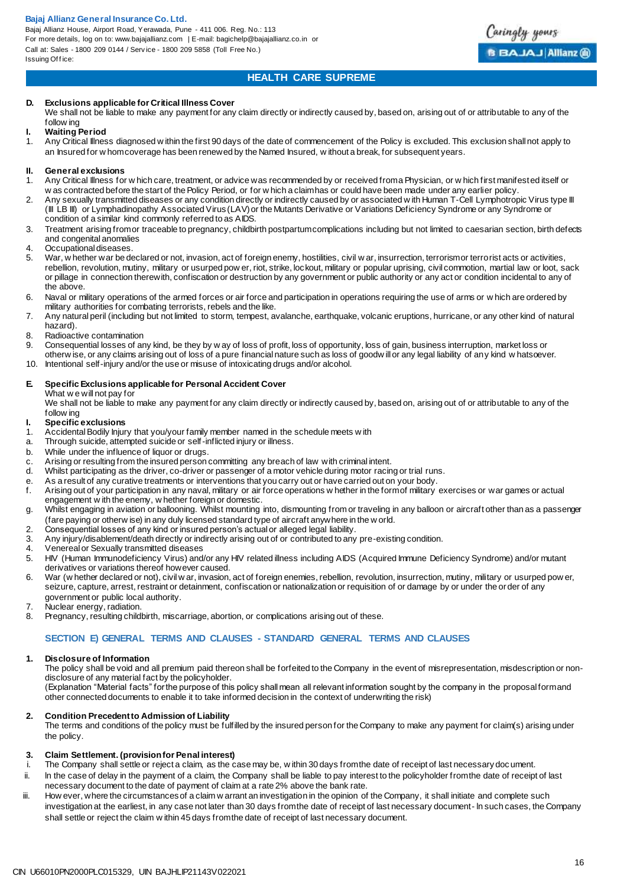### D. Exclusions applicable for Critical Illness Cover

We shall not be liable to make any payment for any claim directly or indirectly caused by, based on, arising out of or attributable to any of the following

**I. Waiting Period**

1. Any Critical Illness diagnosed within the first 90 days of the date of commencement of the Policy is excluded. This exclusion shall not apply to an Insured for whom coverage has been renewed by the Named Insured, without a break, for subsequent years.

**II. General exclusions**

1. Any Critical Illness for which care, treatment, or advice was recommended by or received from a Physician, or which first manifested itself or was contracted before the start of the Policy Period, or for which a claim has or could have been made under any earlier policy.
2. Any sexually transmitted diseases or any condition directly or indirectly caused by or associated with Human T-Cell Lymphotropic Virus type III (III LB III) or Lymphadinopathy Associated Virus (LAV) or the Mutants Derivative or Variations Deficiency Syndrome or any Syndrome or condition of a similar kind commonly referred to as AIDS.
3. Treatment arising from or traceable to pregnancy, childbirth postpartum complications including but not limited to caesarian section, birth defects and congenital anomalies
4. Occupational diseases.
5. War, whether war be declared or not, invasion, act of foreign enemy, hostilities, civil war, insurrection, terrorism or terrorist acts or activities, rebellion, revolution, mutiny, military or usurped power, riot, strike, lockout, military or popular uprising, civil commotion, martial law or loot, sack or pillage in connection therewith, confiscation or destruction by any government or public authority or any act or condition incidental to any of the above.
6. Naval or military operations of the armed forces or air force and participation in operations requiring the use of arms or which are ordered by military authorities for combating terrorists, rebels and the like.
7. Any natural peril (including but not limited to storm, tempest, avalanche, earthquake, volcanic eruptions, hurricane, or any other kind of natural hazard).
8. Radioactive contamination
9. Consequential losses of any kind, be they by way of loss of profit, loss of opportunity, loss of gain, business interruption, market loss or otherwise, or any claims arising out of loss of a pure financial nature such as loss of goodwill or any legal liability of any kind whatsoever.
10. Intentional self-injury and/or the use or misuse of intoxicating drugs and/or alcohol.

### E. Specific Exclusions applicable for Personal Accident Cover

What we will not pay for

We shall not be liable to make any payment for any claim directly or indirectly caused by, based on, arising out of or attributable to any of the following

**I. Specific exclusions**

1. Accidental Bodily Injury that you/your family member named in the schedule meets with
   a. Through suicide, attempted suicide or self-inflicted injury or illness.
   b. While under the influence of liquor or drugs.
   c. Arising or resulting from the insured person committing any breach of law with criminal intent.
   d. Whilst participating as the driver, co-driver or passenger of a motor vehicle during motor racing or trial runs.
   e. As a result of any curative treatments or interventions that you carry out or have carried out on your body.
   f. Arising out of your participation in any naval, military or air force operations whether in the form of military exercises or war games or actual engagement with the enemy, whether foreign or domestic.
   g. Whilst engaging in aviation or ballooning. Whilst mounting into, dismounting from or traveling in any balloon or aircraft other than as a passenger (fare paying or otherwise) in any duly licensed standard type of aircraft anywhere in the world.
2. Consequential losses of any kind or insured person's actual or alleged legal liability.
3. Any injury/disablement/death directly or indirectly arising out of or contributed to any pre-existing condition.
4. Venereal or Sexually transmitted diseases
5. HIV (Human Immunodeficiency Virus) and/or any HIV related illness including AIDS (Acquired Immune Deficiency Syndrome) and/or mutant derivatives or variations thereof however caused.
6. War (whether declared or not), civil war, invasion, act of foreign enemies, rebellion, revolution, insurrection, mutiny, military or usurped power, seizure, capture, arrest, restraint or detainment, confiscation or nationalization or requisition of or damage by or under the order of any government or public local authority.
7. Nuclear energy, radiation.
8. Pregnancy, resulting childbirth, miscarriage, abortion, or complications arising out of these.

## SECTION E) GENERAL TERMS AND CLAUSES - STANDARD GENERAL TERMS AND CLAUSES

**1. Disclosure of Information**

The policy shall be void and all premium paid thereon shall be forfeited to the Company in the event of misrepresentation, misdescription or non-disclosure of any material fact by the policyholder.

(Explanation "Material facts" for the purpose of this policy shall mean all relevant information sought by the company in the proposal form and other connected documents to enable it to take informed decision in the context of underwriting the risk)

**2. Condition Precedent to Admission of Liability**

The terms and conditions of the policy must be fulfilled by the insured person for the Company to make any payment for claim(s) arising under the policy.

**3. Claim Settlement. (provision for Penal interest)**

i. The Company shall settle or reject a claim, as the case may be, within 30 days from the date of receipt of last necessary document.
ii. In the case of delay in the payment of a claim, the Company shall be liable to pay interest to the policyholder from the date of receipt of last necessary document to the date of payment of claim at a rate 2% above the bank rate.
iii. However, where the circumstances of a claim warrant an investigation in the opinion of the Company, it shall initiate and complete such investigation at the earliest, in any case not later than 30 days from the date of receipt of last necessary document- In such cases, the Company shall settle or reject the claim within 45 days from the date of receipt of last necessary document.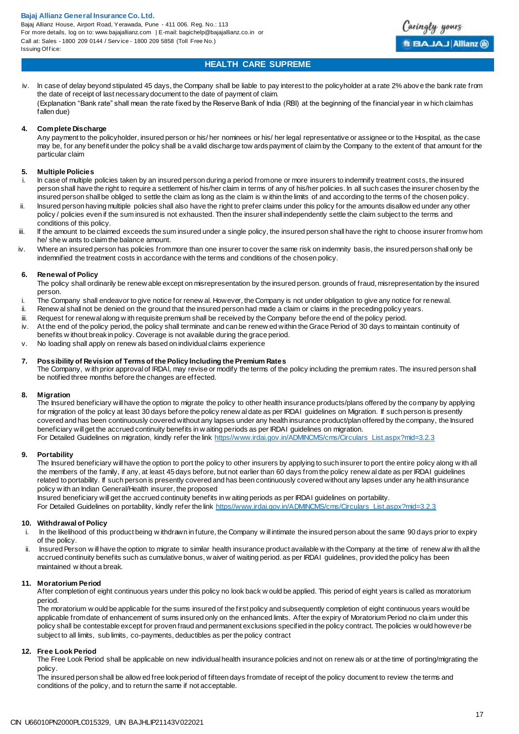iv. In case of delay beyond stipulated 45 days, the Company shall be liable to pay interest to the policyholder at a rate 2% above the bank rate from the date of receipt of last necessary document to the date of payment of claim.
(Explanation "Bank rate" shall mean the rate fixed by the Reserve Bank of India (RBI) at the beginning of the financial year in which claim has fallen due)

**4. Complete Discharge**
Any payment to the policyholder, insured person or his/ her nominees or his/ her legal representative or assignee or to the Hospital, as the case may be, for any benefit under the policy shall be a valid discharge towards payment of claim by the Company to the extent of that amount for the particular claim

**5. Multiple Policies**

i. In case of multiple policies taken by an insured person during a period from one or more insurers to indemnify treatment costs, the insured person shall have the right to require a settlement of his/her claim in terms of any of his/her policies. In all such cases the insurer chosen by the insured person shall be obliged to settle the claim as long as the claim is within the limits of and according to the terms of the chosen policy.
ii. Insured person having multiple policies shall also have the right to prefer claims under this policy for the amounts disallowed under any other policy / policies even if the sum insured is not exhausted. Then the insurer shall independently settle the claim subject to the terms and conditions of this policy.
iii. If the amount to be claimed exceeds the sum insured under a single policy, the insured person shall have the right to choose insurer from whom he/ she wants to claim the balance amount.
iv. Where an insured person has policies from more than one insurer to cover the same risk on indemnity basis, the insured person shall only be indemnified the treatment costs in accordance with the terms and conditions of the chosen policy.

**6. Renewal of Policy**
The policy shall ordinarily be renewable except on misrepresentation by the insured person. grounds of fraud, misrepresentation by the insured person.

i. The Company shall endeavor to give notice for renewal. However, the Company is not under obligation to give any notice for renewal.
ii. Renewal shall not be denied on the ground that the insured person had made a claim or claims in the preceding policy years.
iii. Request for renewal with requisite premium shall be received by the Company before the end of the policy period.
iv. At the end of the policy period, the policy shall terminate and can be renewed within the Grace Period of 30 days to maintain continuity of benefits without break in policy. Coverage is not available during the grace period.
v. No loading shall apply on renewals based on individual claims experience

**7. Possibility of Revision of Terms of the Policy Including the Premium Rates**
The Company, with prior approval of IRDAI, may revise or modify the terms of the policy including the premium rates. The insured person shall be notified three months before the changes are effected.

**8. Migration**
The Insured beneficiary will have the option to migrate the policy to other health insurance products/plans offered by the company by applying for migration of the policy at least 30 days before the policy renewal date as per IRDAI guidelines on Migration. If such person is presently covered and has been continuously covered without any lapses under any health insurance product/plan offered by the company, the Insured beneficiary will get the accrued continuity benefits in waiting periods as per IRDAI guidelines on migration.
For Detailed Guidelines on migration, kindly refer the link https//www.irdai.gov.in/ADMINCMS/cms/Circulars_List.aspx?mid=3.2.3

**9. Portability**
The Insured beneficiary will have the option to port the policy to other insurers by applying to such insurer to port the entire policy along with all the members of the family, if any, at least 45 days before, but not earlier than 60 days from the policy renewal date as per IRDAI guidelines related to portability. If such person is presently covered and has been continuously covered without any lapses under any health insurance policy with an Indian General/Health insurer, the proposed
Insured beneficiary will get the accrued continuity benefits in waiting periods as per IRDAI guidelines on portability.
For Detailed Guidelines on portability, kindly refer the link https//www.irdai.gov.in/ADMINCMS/cms/Circulars_List.aspx?mid=3.2.3

**10. Withdrawal of Policy**

i. In the likelihood of this product being withdrawn in future, the Company will intimate the insured person about the same 90 days prior to expiry of the policy.
ii. Insured Person will have the option to migrate to similar health insurance product available with the Company at the time of renewal with all the accrued continuity benefits such as cumulative bonus, waiver of waiting period. as per IRDAI guidelines, provided the policy has been maintained without a break.

**11. Moratorium Period**
After completion of eight continuous years under this policy no look back would be applied. This period of eight years is called as moratorium period.
The moratorium would be applicable for the sums insured of the first policy and subsequently completion of eight continuous years would be applicable from date of enhancement of sums insured only on the enhanced limits. After the expiry of Moratorium Period no claim under this policy shall be contestable except for proven fraud and permanent exclusions specified in the policy contract. The policies would however be subject to all limits, sub limits, co-payments, deductibles as per the policy contract

**12. Free Look Period**
The Free Look Period shall be applicable on new individual health insurance policies and not on renewals or at the time of porting/migrating the policy.
The insured person shall be allowed free look period of fifteen days from date of receipt of the policy document to review the terms and conditions of the policy, and to return the same if not acceptable.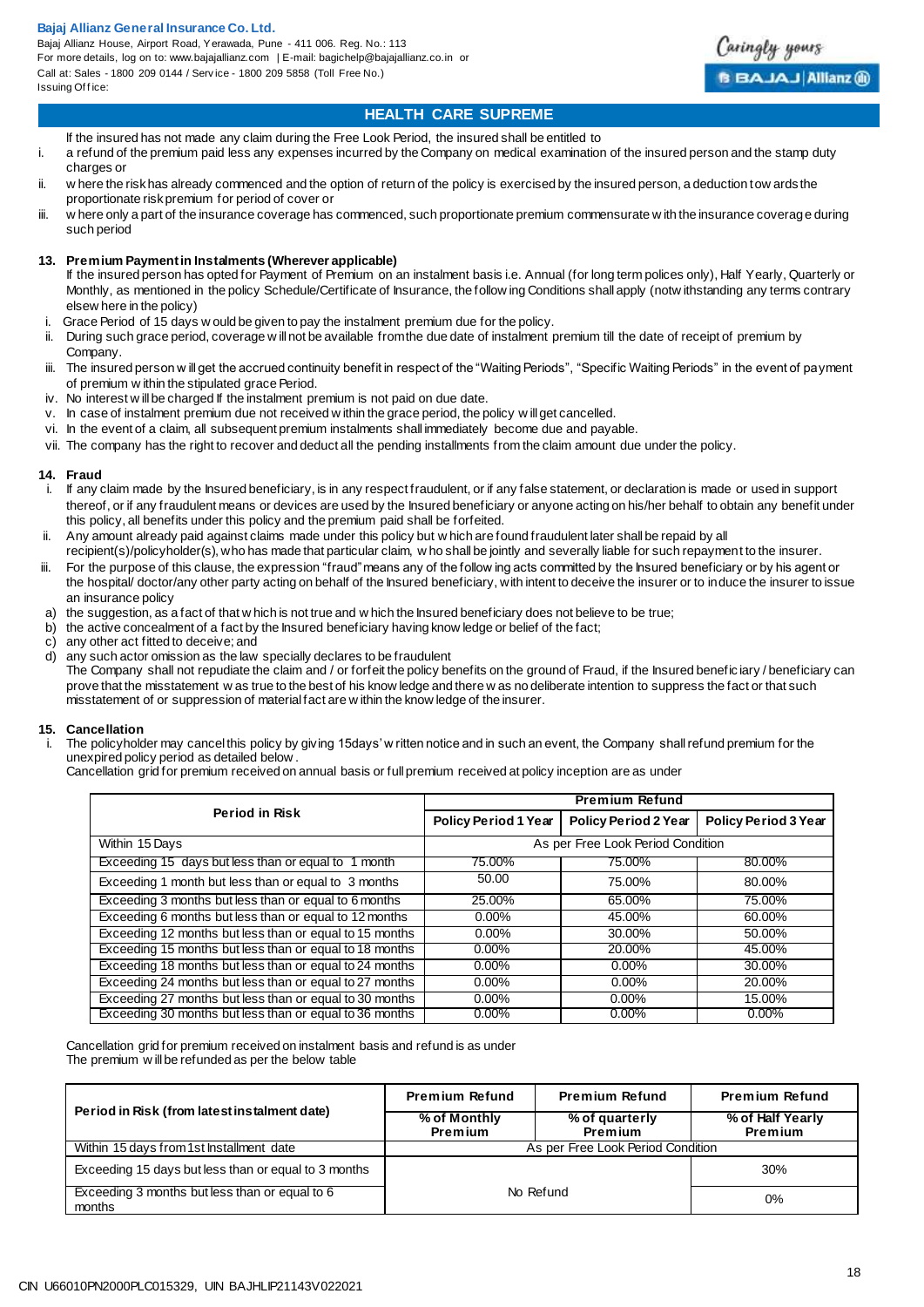## HEALTH CARE SUPREME

If the insured has not made any claim during the Free Look Period, the insured shall be entitled to

i. a refund of the premium paid less any expenses incurred by the Company on medical examination of the insured person and the stamp duty charges or
ii. where the risk has already commenced and the option of return of the policy is exercised by the insured person, a deduction towards the proportionate risk premium for period of cover or
iii. where only a part of the insurance coverage has commenced, such proportionate premium commensurate with the insurance coverage during such period

### 13. Premium Payment in Instalments (Wherever applicable)

If the insured person has opted for Payment of Premium on an instalment basis i.e. Annual (for long term polices only), Half Yearly, Quarterly or Monthly, as mentioned in the policy Schedule/Certificate of Insurance, the following Conditions shall apply (notwithstanding any terms contrary elsewhere in the policy)

i. Grace Period of 15 days would be given to pay the instalment premium due for the policy.
ii. During such grace period, coverage will not be available from the due date of instalment premium till the date of receipt of premium by Company.
iii. The insured person will get the accrued continuity benefit in respect of the "Waiting Periods", "Specific Waiting Periods" in the event of payment of premium within the stipulated grace Period.
iv. No interest will be charged If the instalment premium is not paid on due date.
v. In case of instalment premium due not received within the grace period, the policy will get cancelled.
vi. In the event of a claim, all subsequent premium instalments shall immediately become due and payable.
vii. The company has the right to recover and deduct all the pending installments from the claim amount due under the policy.

### 14. Fraud

i. If any claim made by the Insured beneficiary, is in any respect fraudulent, or if any false statement, or declaration is made or used in support thereof, or if any fraudulent means or devices are used by the Insured beneficiary or anyone acting on his/her behalf to obtain any benefit under this policy, all benefits under this policy and the premium paid shall be forfeited.
ii. Any amount already paid against claims made under this policy but which are found fraudulent later shall be repaid by all recipient(s)/policyholder(s), who has made that particular claim, who shall be jointly and severally liable for such repayment to the insurer.
iii. For the purpose of this clause, the expression "fraud" means any of the following acts committed by the Insured beneficiary or by his agent or the hospital/ doctor/any other party acting on behalf of the Insured beneficiary, with intent to deceive the insurer or to induce the insurer to issue an insurance policy

a) the suggestion, as a fact of that which is not true and which the Insured beneficiary does not believe to be true;
b) the active concealment of a fact by the Insured beneficiary having knowledge or belief of the fact;
c) any other act fitted to deceive; and
d) any such actor omission as the law specially declares to be fraudulent

The Company shall not repudiate the claim and / or forfeit the policy benefits on the ground of Fraud, if the Insured beneficiary / beneficiary can prove that the misstatement was true to the best of his knowledge and there was no deliberate intention to suppress the fact or that such misstatement of or suppression of material fact are within the knowledge of the insurer.

### 15. Cancellation

i. The policyholder may cancel this policy by giving 15days' written notice and in such an event, the Company shall refund premium for the unexpired policy period as detailed below.

Cancellation grid for premium received on annual basis or full premium received at policy inception are as under

| Period in Risk | Premium Refund | | |
|---|---|---|---|
| | Policy Period 1 Year | Policy Period 2 Year | Policy Period 3 Year |
| Within 15 Days | As per Free Look Period Condition | | |
| Exceeding 15 days but less than or equal to 1 month | 75.00% | 75.00% | 80.00% |
| Exceeding 1 month but less than or equal to 3 months | 50.00 | 75.00% | 80.00% |
| Exceeding 3 months but less than or equal to 6 months | 25.00% | 65.00% | 75.00% |
| Exceeding 6 months but less than or equal to 12 months | 0.00% | 45.00% | 60.00% |
| Exceeding 12 months but less than or equal to 15 months | 0.00% | 30.00% | 50.00% |
| Exceeding 15 months but less than or equal to 18 months | 0.00% | 20.00% | 45.00% |
| Exceeding 18 months but less than or equal to 24 months | 0.00% | 0.00% | 30.00% |
| Exceeding 24 months but less than or equal to 27 months | 0.00% | 0.00% | 20.00% |
| Exceeding 27 months but less than or equal to 30 months | 0.00% | 0.00% | 15.00% |
| Exceeding 30 months but less than or equal to 36 months | 0.00% | 0.00% | 0.00% |

Cancellation grid for premium received on instalment basis and refund is as under
The premium will be refunded as per the below table

| Period in Risk (from latest instalment date) | Premium Refund | Premium Refund | Premium Refund |
|---|---|---|---|
| | % of Monthly Premium | % of quarterly Premium | % of Half Yearly Premium |
| Within 15 days from 1st Installment date | As per Free Look Period Condition | | |
| Exceeding 15 days but less than or equal to 3 months | No Refund | | 30% |
| Exceeding 3 months but less than or equal to 6 months | | | 0% |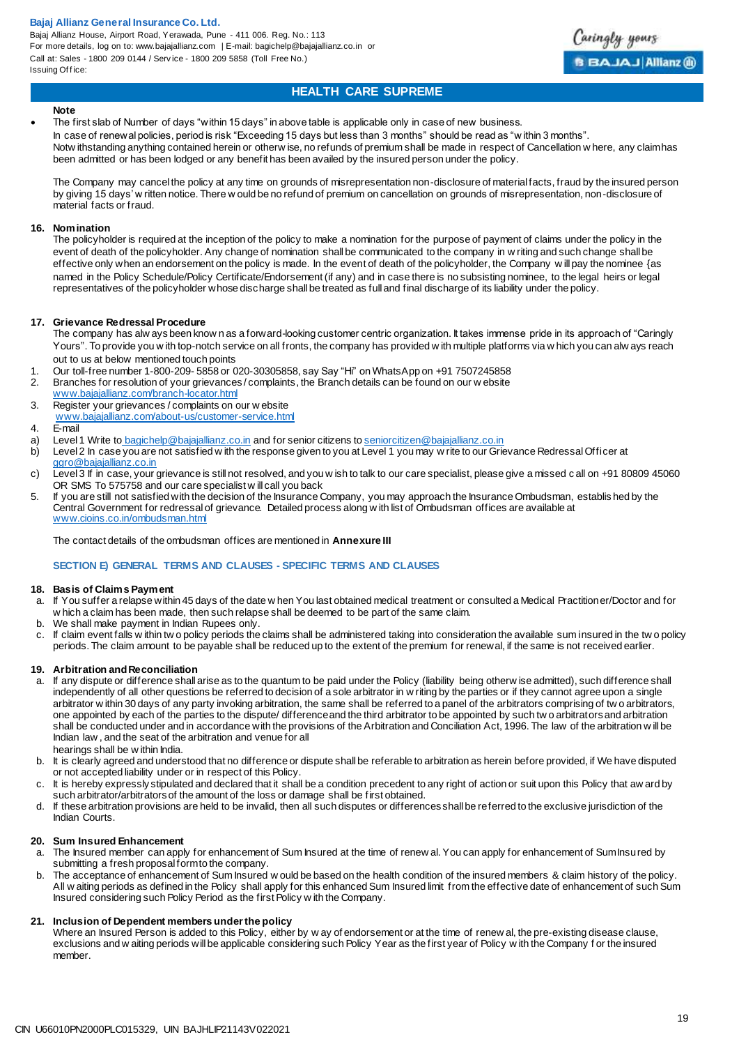## HEALTH CARE SUPREME

**Note**

- The first slab of Number of days "within 15 days" in above table is applicable only in case of new business.
  In case of renewal policies, period is risk "Exceeding 15 days but less than 3 months" should be read as "within 3 months".
  Notwithstanding anything contained herein or otherwise, no refunds of premium shall be made in respect of Cancellation where, any claim has been admitted or has been lodged or any benefit has been availed by the insured person under the policy.

  The Company may cancel the policy at any time on grounds of misrepresentation non-disclosure of material facts, fraud by the insured person by giving 15 days' written notice. There would be no refund of premium on cancellation on grounds of misrepresentation, non-disclosure of material facts or fraud.

**16. Nomination**

The policyholder is required at the inception of the policy to make a nomination for the purpose of payment of claims under the policy in the event of death of the policyholder. Any change of nomination shall be communicated to the company in writing and such change shall be effective only when an endorsement on the policy is made. In the event of death of the policyholder, the Company will pay the nominee {as named in the Policy Schedule/Policy Certificate/Endorsement (if any) and in case there is no subsisting nominee, to the legal heirs or legal representatives of the policyholder whose discharge shall be treated as full and final discharge of its liability under the policy.

**17. Grievance Redressal Procedure**

The company has always been known as a forward-looking customer centric organization. It takes immense pride in its approach of "Caringly Yours". To provide you with top-notch service on all fronts, the company has provided with multiple platforms via which you can always reach out to us at below mentioned touch points

1. Our toll-free number 1-800-209- 5858 or 020-30305858, say Say "Hi" on WhatsApp on +91 7507245858
2. Branches for resolution of your grievances / complaints, the Branch details can be found on our website www.bajajallianz.com/branch-locator.html
3. Register your grievances / complaints on our website www.bajajallianz.com/about-us/customer-service.html
4. E-mail

a) Level 1 Write to bagichelp@bajajallianz.co.in and for senior citizens to seniorcitizen@bajajallianz.co.in
b) Level 2 In case you are not satisfied with the response given to you at Level 1 you may write to our Grievance Redressal Officer at ggro@bajajallianz.co.in
c) Level 3 If in case, your grievance is still not resolved, and you wish to talk to our care specialist, please give a missed call on +91 80809 45060 OR SMS To 575758 and our care specialist will call you back

5. If you are still not satisfied with the decision of the Insurance Company, you may approach the Insurance Ombudsman, established by the Central Government for redressal of grievance. Detailed process along with list of Ombudsman offices are available at www.cioins.co.in/ombudsman.html

The contact details of the ombudsman offices are mentioned in **Annexure III**

### SECTION E) GENERAL TERMS AND CLAUSES - SPECIFIC TERMS AND CLAUSES

**18. Basis of Claims Payment**

a. If You suffer a relapse within 45 days of the date when You last obtained medical treatment or consulted a Medical Practitioner/Doctor and for which a claim has been made, then such relapse shall be deemed to be part of the same claim.
b. We shall make payment in Indian Rupees only.
c. If claim event falls within two policy periods the claims shall be administered taking into consideration the available sum insured in the two policy periods. The claim amount to be payable shall be reduced up to the extent of the premium for renewal, if the same is not received earlier.

**19. Arbitration and Reconciliation**

a. If any dispute or difference shall arise as to the quantum to be paid under the Policy (liability being otherwise admitted), such difference shall independently of all other questions be referred to decision of a sole arbitrator in writing by the parties or if they cannot agree upon a single arbitrator within 30 days of any party invoking arbitration, the same shall be referred to a panel of the arbitrators comprising of two arbitrators, one appointed by each of the parties to the dispute/ difference and the third arbitrator to be appointed by such two arbitrators and arbitration shall be conducted under and in accordance with the provisions of the Arbitration and Conciliation Act, 1996. The law of the arbitration will be Indian law, and the seat of the arbitration and venue for all hearings shall be within India.
b. It is clearly agreed and understood that no difference or dispute shall be referable to arbitration as herein before provided, if We have disputed or not accepted liability under or in respect of this Policy.
c. It is hereby expressly stipulated and declared that it shall be a condition precedent to any right of action or suit upon this Policy that award by such arbitrator/arbitrators of the amount of the loss or damage shall be first obtained.
d. If these arbitration provisions are held to be invalid, then all such disputes or differences shall be referred to the exclusive jurisdiction of the Indian Courts.

**20. Sum Insured Enhancement**

a. The Insured member can apply for enhancement of Sum Insured at the time of renewal. You can apply for enhancement of Sum Insured by submitting a fresh proposal form to the company.
b. The acceptance of enhancement of Sum Insured would be based on the health condition of the insured members & claim history of the policy. All waiting periods as defined in the Policy shall apply for this enhanced Sum Insured limit from the effective date of enhancement of such Sum Insured considering such Policy Period as the first Policy with the Company.

**21. Inclusion of Dependent members under the policy**

Where an Insured Person is added to this Policy, either by way of endorsement or at the time of renewal, the pre-existing disease clause, exclusions and waiting periods will be applicable considering such Policy Year as the first year of Policy with the Company for the insured member.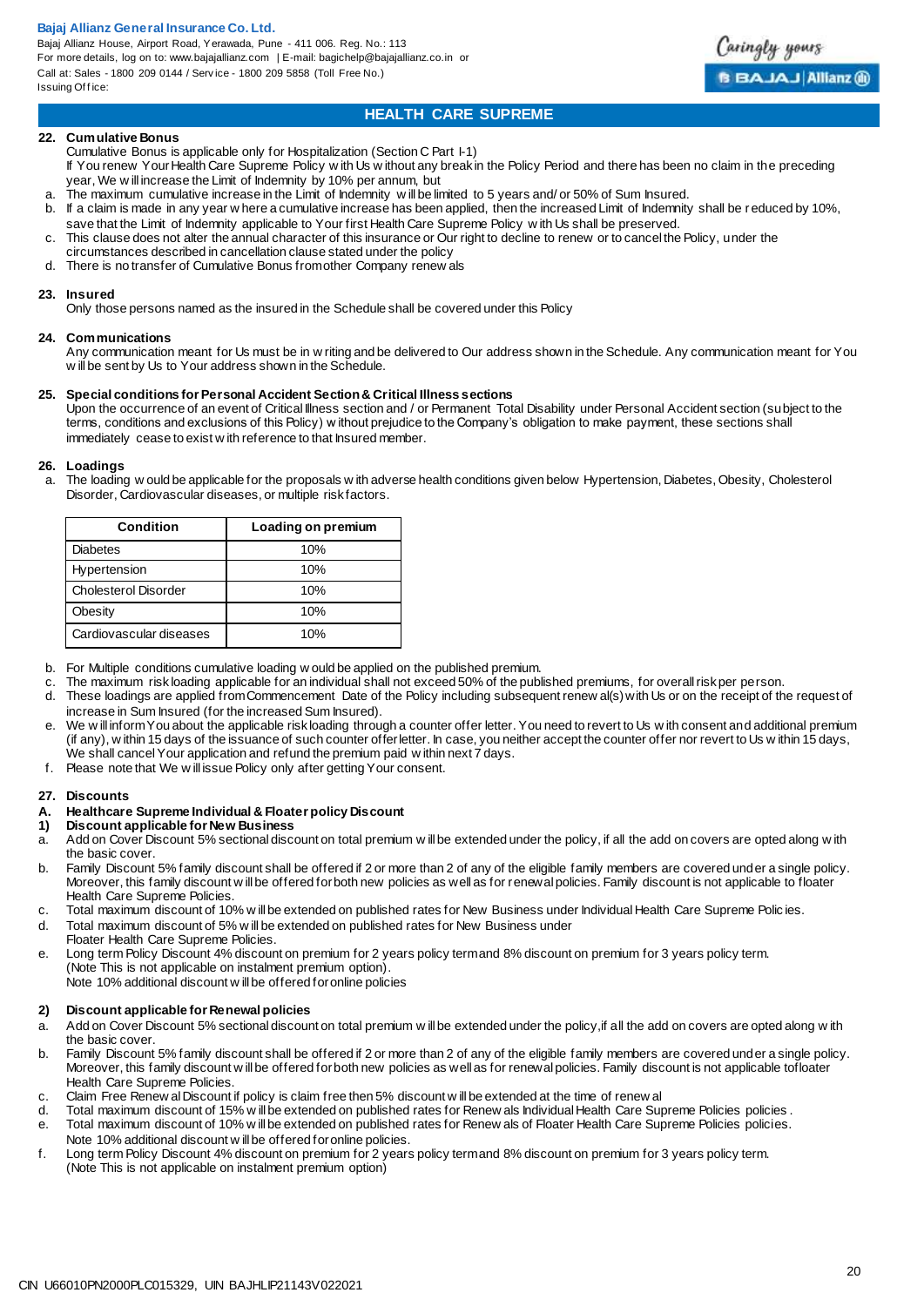**HEALTH CARE SUPREME**

**22. Cumulative Bonus**

Cumulative Bonus is applicable only for Hospitalization (Section C Part I-1)

If You renew Your Health Care Supreme Policy with Us without any break in the Policy Period and there has been no claim in the preceding year, We will increase the Limit of Indemnity by 10% per annum, but

a. The maximum cumulative increase in the Limit of Indemnity will be limited to 5 years and/ or 50% of Sum Insured.
b. If a claim is made in any year where a cumulative increase has been applied, then the increased Limit of Indemnity shall be reduced by 10%, save that the Limit of Indemnity applicable to Your first Health Care Supreme Policy with Us shall be preserved.
c. This clause does not alter the annual character of this insurance or Our right to decline to renew or to cancel the Policy, under the circumstances described in cancellation clause stated under the policy
d. There is no transfer of Cumulative Bonus from other Company renewals

**23. Insured**

Only those persons named as the insured in the Schedule shall be covered under this Policy

**24. Communications**

Any communication meant for Us must be in writing and be delivered to Our address shown in the Schedule. Any communication meant for You will be sent by Us to Your address shown in the Schedule.

**25. Special conditions for Personal Accident Section & Critical Illness sections**

Upon the occurrence of an event of Critical Illness section and / or Permanent Total Disability under Personal Accident section (subject to the terms, conditions and exclusions of this Policy) without prejudice to the Company's obligation to make payment, these sections shall immediately cease to exist with reference to that Insured member.

**26. Loadings**

a. The loading would be applicable for the proposals with adverse health conditions given below Hypertension, Diabetes, Obesity, Cholesterol Disorder, Cardiovascular diseases, or multiple risk factors.

| Condition | Loading on premium |
|---|---|
| Diabetes | 10% |
| Hypertension | 10% |
| Cholesterol Disorder | 10% |
| Obesity | 10% |
| Cardiovascular diseases | 10% |

b. For Multiple conditions cumulative loading would be applied on the published premium.
c. The maximum risk loading applicable for an individual shall not exceed 50% of the published premiums, for overall risk per person.
d. These loadings are applied from Commencement Date of the Policy including subsequent renewal(s) with Us or on the receipt of the request of increase in Sum Insured (for the increased Sum Insured).
e. We will inform You about the applicable risk loading through a counter offer letter. You need to revert to Us with consent and additional premium (if any), within 15 days of the issuance of such counter offer letter. In case, you neither accept the counter offer nor revert to Us within 15 days, We shall cancel Your application and refund the premium paid within next 7 days.
f. Please note that We will issue Policy only after getting Your consent.

**27. Discounts**

**A. Healthcare Supreme Individual & Floater policy Discount**

**1) Discount applicable for New Business**

a. Add on Cover Discount 5% sectional discount on total premium will be extended under the policy, if all the add on covers are opted along with the basic cover.
b. Family Discount 5% family discount shall be offered if 2 or more than 2 of any of the eligible family members are covered under a single policy. Moreover, this family discount will be offered for both new policies as well as for renewal policies. Family discount is not applicable to floater Health Care Supreme Policies.
c. Total maximum discount of 10% will be extended on published rates for New Business under Individual Health Care Supreme Policies.
d. Total maximum discount of 5% will be extended on published rates for New Business under Floater Health Care Supreme Policies.
e. Long term Policy Discount 4% discount on premium for 2 years policy term and 8% discount on premium for 3 years policy term. (Note This is not applicable on instalment premium option).
   Note 10% additional discount will be offered for online policies

**2) Discount applicable for Renewal policies**

a. Add on Cover Discount 5% sectional discount on total premium will be extended under the policy, if all the add on covers are opted along with the basic cover.
b. Family Discount 5% family discount shall be offered if 2 or more than 2 of any of the eligible family members are covered under a single policy. Moreover, this family discount will be offered for both new policies as well as for renewal policies. Family discount is not applicable to floater Health Care Supreme Policies.
c. Claim Free Renewal Discount if policy is claim free then 5% discount will be extended at the time of renewal
d. Total maximum discount of 15% will be extended on published rates for Renewals Individual Health Care Supreme Policies policies .
e. Total maximum discount of 10% will be extended on published rates for Renewals of Floater Health Care Supreme Policies policies.
   Note 10% additional discount will be offered for online policies.
f. Long term Policy Discount 4% discount on premium for 2 years policy term and 8% discount on premium for 3 years policy term. (Note This is not applicable on instalment premium option)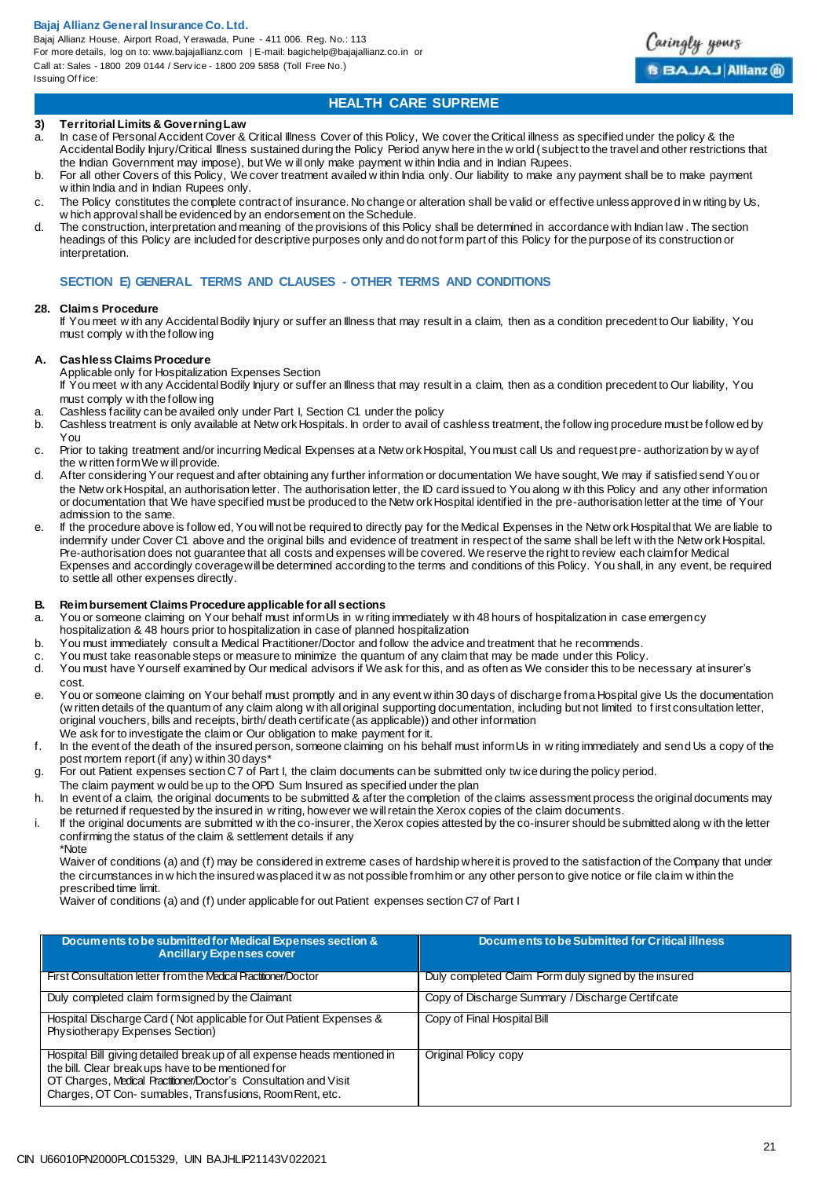**HEALTH CARE SUPREME**

### 3) Territorial Limits & Governing Law

a. In case of Personal Accident Cover & Critical Illness Cover of this Policy, We cover the Critical illness as specified under the policy & the Accidental Bodily Injury/Critical Illness sustained during the Policy Period anywhere in the world (subject to the travel and other restrictions that the Indian Government may impose), but We will only make payment within India and in Indian Rupees.

b. For all other Covers of this Policy, We cover treatment availed within India only. Our liability to make any payment shall be to make payment within India and in Indian Rupees only.

c. The Policy constitutes the complete contract of insurance. No change or alteration shall be valid or effective unless approved in writing by Us, which approval shall be evidenced by an endorsement on the Schedule.

d. The construction, interpretation and meaning of the provisions of this Policy shall be determined in accordance with Indian law. The section headings of this Policy are included for descriptive purposes only and do not form part of this Policy for the purpose of its construction or interpretation.

## SECTION E) GENERAL TERMS AND CLAUSES - OTHER TERMS AND CONDITIONS

### 28. Claims Procedure

If You meet with any Accidental Bodily Injury or suffer an Illness that may result in a claim, then as a condition precedent to Our liability, You must comply with the following

### A. Cashless Claims Procedure

Applicable only for Hospitalization Expenses Section

If You meet with any Accidental Bodily Injury or suffer an Illness that may result in a claim, then as a condition precedent to Our liability, You must comply with the following

a. Cashless facility can be availed only under Part I, Section C1 under the policy

b. Cashless treatment is only available at Network Hospitals. In order to avail of cashless treatment, the following procedure must be followed by You

c. Prior to taking treatment and/or incurring Medical Expenses at a Network Hospital, You must call Us and request pre-authorization by way of the written form We will provide.

d. After considering Your request and after obtaining any further information or documentation We have sought, We may if satisfied send You or the Network Hospital, an authorisation letter. The authorisation letter, the ID card issued to You along with this Policy and any other information or documentation that We have specified must be produced to the Network Hospital identified in the pre-authorisation letter at the time of Your admission to the same.

e. If the procedure above is followed, You will not be required to directly pay for the Medical Expenses in the Network Hospital that We are liable to indemnify under Cover C1 above and the original bills and evidence of treatment in respect of the same shall be left with the Network Hospital. Pre-authorisation does not guarantee that all costs and expenses will be covered. We reserve the right to review each claim for Medical Expenses and accordingly coverage will be determined according to the terms and conditions of this Policy. You shall, in any event, be required to settle all other expenses directly.

### B. Reimbursement Claims Procedure applicable for all sections

a. You or someone claiming on Your behalf must inform Us in writing immediately with 48 hours of hospitalization in case emergency hospitalization & 48 hours prior to hospitalization in case of planned hospitalization

b. You must immediately consult a Medical Practitioner/Doctor and follow the advice and treatment that he recommends.

c. You must take reasonable steps or measure to minimize the quantum of any claim that may be made under this Policy.

d. You must have Yourself examined by Our medical advisors if We ask for this, and as often as We consider this to be necessary at insurer's cost.

e. You or someone claiming on Your behalf must promptly and in any event within 30 days of discharge from a Hospital give Us the documentation (written details of the quantum of any claim along with all original supporting documentation, including but not limited to first consultation letter, original vouchers, bills and receipts, birth/ death certificate (as applicable)) and other information We ask for to investigate the claim or Our obligation to make payment for it.

f. In the event of the death of the insured person, someone claiming on his behalf must inform Us in writing immediately and send Us a copy of the post mortem report (if any) within 30 days*

g. For out Patient expenses section C7 of Part I, the claim documents can be submitted only twice during the policy period. The claim payment would be up to the OPD Sum Insured as specified under the plan

h. In event of a claim, the original documents to be submitted & after the completion of the claims assessment process the original documents may be returned if requested by the insured in writing, however we will retain the Xerox copies of the claim documents.

i. If the original documents are submitted with the co-insurer, the Xerox copies attested by the co-insurer should be submitted along with the letter confirming the status of the claim & settlement details if any

*Note

Waiver of conditions (a) and (f) may be considered in extreme cases of hardship where it is proved to the satisfaction of the Company that under the circumstances in which the insured was placed it was not possible from him or any other person to give notice or file claim within the prescribed time limit.

Waiver of conditions (a) and (f) under applicable for out Patient expenses section C7 of Part I

| Documents to be submitted for Medical Expenses section & Ancillary Expenses cover | Documents to be Submitted for Critical illness |
|---|---|
| First Consultation letter from the Medical Practitioner/Doctor | Duly completed Claim Form duly signed by the insured |
| Duly completed claim form signed by the Claimant | Copy of Discharge Summary / Discharge Certifcate |
| Hospital Discharge Card ( Not applicable for Out Patient Expenses & Physiotherapy Expenses Section) | Copy of Final Hospital Bill |
| Hospital Bill giving detailed break up of all expense heads mentioned in the bill. Clear break ups have to be mentioned for OT Charges, Medical Practitioner/Doctor's Consultation and Visit Charges, OT Con- sumables, Transfusions, Room Rent, etc. | Original Policy copy |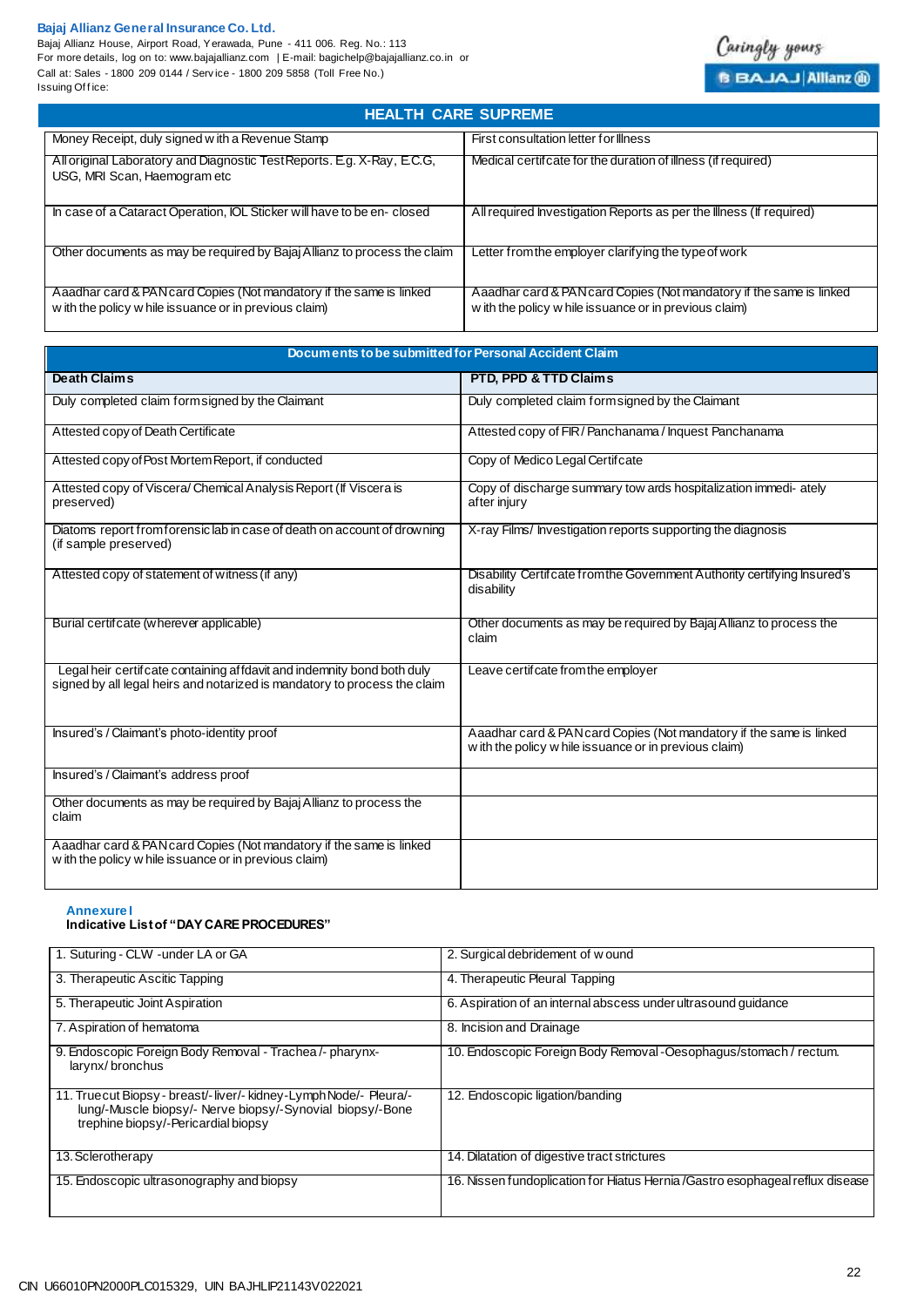## HEALTH CARE SUPREME

| | |
|---|---|
| Money Receipt, duly signed with a Revenue Stamp | First consultation letter for Illness |
| All original Laboratory and Diagnostic Test Reports. E.g. X-Ray, E.C.G, USG, MRI Scan, Haemogram etc | Medical certifcate for the duration of illness (if required) |
| In case of a Cataract Operation, IOL Sticker will have to be en- closed | All required Investigation Reports as per the Illness (If required) |
| Other documents as may be required by Bajaj Allianz to process the claim | Letter from the employer clarifying the type of work |
| Aaadhar card & PAN card Copies (Not mandatory if the same is linked with the policy while issuance or in previous claim) | Aaadhar card & PAN card Copies (Not mandatory if the same is linked with the policy while issuance or in previous claim) |

**Documents to be submitted for Personal Accident Claim**

| Death Claims | PTD, PPD & TTD Claims |
|---|---|
| Duly completed claim form signed by the Claimant | Duly completed claim form signed by the Claimant |
| Attested copy of Death Certificate | Attested copy of FIR / Panchanama / Inquest Panchanama |
| Attested copy of Post Mortem Report, if conducted | Copy of Medico Legal Certifcate |
| Attested copy of Viscera/ Chemical Analysis Report (If Viscera is preserved) | Copy of discharge summary towards hospitalization immedi- ately after injury |
| Diatoms report from forensic lab in case of death on account of drowning (if sample preserved) | X-ray Films/ Investigation reports supporting the diagnosis |
| Attested copy of statement of witness (if any) | Disability Certifcate from the Government Authority certifying Insured's disability |
| Burial certifcate (wherever applicable) | Other documents as may be required by Bajaj Allianz to process the claim |
| Legal heir certifcate containing affdavit and indemnity bond both duly signed by all legal heirs and notarized is mandatory to process the claim | Leave certifcate from the employer |
| Insured's / Claimant's photo-identity proof | Aaadhar card & PAN card Copies (Not mandatory if the same is linked with the policy while issuance or in previous claim) |
| Insured's / Claimant's address proof | |
| Other documents as may be required by Bajaj Allianz to process the claim | |
| Aaadhar card & PAN card Copies (Not mandatory if the same is linked with the policy while issuance or in previous claim) | |

**Annexure I**

**Indicative List of "DAY CARE PROCEDURES"**

| | |
|---|---|
| 1. Suturing - CLW -under LA or GA | 2. Surgical debridement of wound |
| 3. Therapeutic Ascitic Tapping | 4. Therapeutic Pleural Tapping |
| 5. Therapeutic Joint Aspiration | 6. Aspiration of an internal abscess under ultrasound guidance |
| 7. Aspiration of hematoma | 8. Incision and Drainage |
| 9. Endoscopic Foreign Body Removal - Trachea /- pharynx- larynx/ bronchus | 10. Endoscopic Foreign Body Removal -Oesophagus/stomach / rectum. |
| 11. Truecut Biopsy - breast/- liver/- kidney-Lymph Node/- Pleura/- lung/-Muscle biopsy/- Nerve biopsy/-Synovial biopsy/-Bone trephine biopsy/-Pericardial biopsy | 12. Endoscopic ligation/banding |
| 13. Sclerotherapy | 14. Dilatation of digestive tract strictures |
| 15. Endoscopic ultrasonography and biopsy | 16. Nissen fundoplication for Hiatus Hernia /Gastro esophageal reflux disease |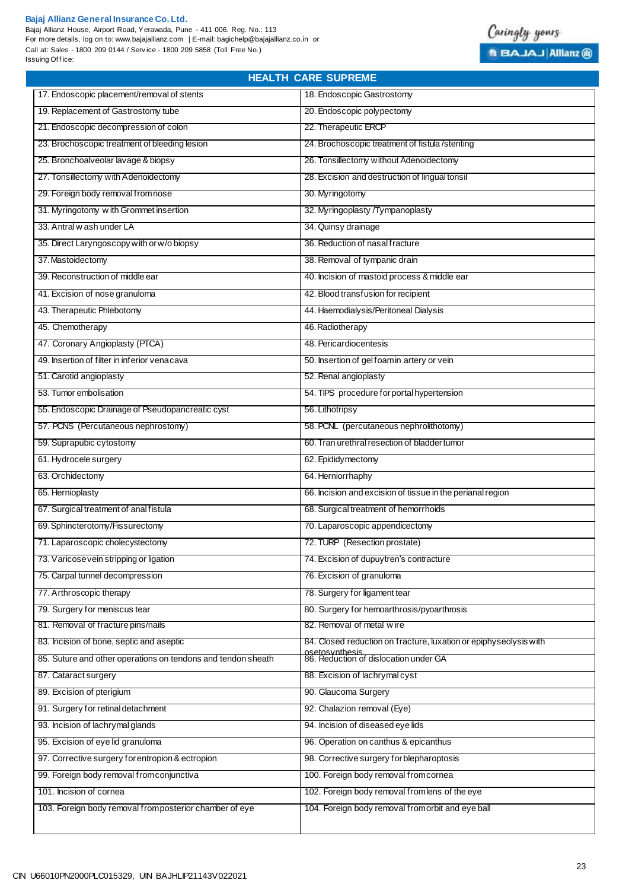## HEALTH CARE SUPREME

| | |
|---|---|
| 17. Endoscopic placement/removal of stents | 18. Endoscopic Gastrostomy |
| 19. Replacement of Gastrostomy tube | 20. Endoscopic polypectomy |
| 21. Endoscopic decompression of colon | 22. Therapeutic ERCP |
| 23. Brochoscopic treatment of bleeding lesion | 24. Brochoscopic treatment of fistula /stenting |
| 25. Bronchoalveolar lavage & biopsy | 26. Tonsillectomy without Adenoidectomy |
| 27. Tonsillectomy with Adenoidectomy | 28. Excision and destruction of lingual tonsil |
| 29. Foreign body removal from nose | 30. Myringotomy |
| 31. Myringotomy with Grommet insertion | 32. Myringoplasty /Tympanoplasty |
| 33. Antral wash under LA | 34. Quinsy drainage |
| 35. Direct Laryngoscopy with or w/o biopsy | 36. Reduction of nasal fracture |
| 37. Mastoidectomy | 38. Removal of tympanic drain |
| 39. Reconstruction of middle ear | 40. Incision of mastoid process & middle ear |
| 41. Excision of nose granuloma | 42. Blood transfusion for recipient |
| 43. Therapeutic Phlebotomy | 44. Haemodialysis/Peritoneal Dialysis |
| 45. Chemotherapy | 46. Radiotherapy |
| 47. Coronary Angioplasty (PTCA) | 48. Pericardiocentesis |
| 49. Insertion of filter in inferior vena cava | 50. Insertion of gel foam in artery or vein |
| 51. Carotid angioplasty | 52. Renal angioplasty |
| 53. Tumor embolisation | 54. TIPS procedure for portal hypertension |
| 55. Endoscopic Drainage of Pseudopancreatic cyst | 56. Lithotripsy |
| 57. PCNS (Percutaneous nephrostomy) | 58. PCNL (percutaneous nephrolithotomy) |
| 59. Suprapubic cytostomy | 60. Tran urethral resection of bladder tumor |
| 61. Hydrocele surgery | 62. Epididymectomy |
| 63. Orchidectomy | 64. Herniorrhaphy |
| 65. Hernioplasty | 66. Incision and excision of tissue in the perianal region |
| 67. Surgical treatment of anal fistula | 68. Surgical treatment of hemorrhoids |
| 69. Sphincterotomy/Fissurectomy | 70. Laparoscopic appendicectomy |
| 71. Laparoscopic cholecystectomy | 72. TURP (Resection prostate) |
| 73. Varicose vein stripping or ligation | 74. Excision of dupuytren's contracture |
| 75. Carpal tunnel decompression | 76. Excision of granuloma |
| 77. Arthroscopic therapy | 78. Surgery for ligament tear |
| 79. Surgery for meniscus tear | 80. Surgery for hemoarthrosis/pyoarthrosis |
| 81. Removal of fracture pins/nails | 82. Removal of metal wire |
| 83. Incision of bone, septic and aseptic | 84. Closed reduction on fracture, luxation or epiphyseolysis with osetosynthesis |
| 85. Suture and other operations on tendons and tendon sheath | 86. Reduction of dislocation under GA |
| 87. Cataract surgery | 88. Excision of lachrymal cyst |
| 89. Excision of pterigium | 90. Glaucoma Surgery |
| 91. Surgery for retinal detachment | 92. Chalazion removal (Eye) |
| 93. Incision of lachrymal glands | 94. Incision of diseased eye lids |
| 95. Excision of eye lid granuloma | 96. Operation on canthus & epicanthus |
| 97. Corrective surgery for entropion & ectropion | 98. Corrective surgery for blepharoptosis |
| 99. Foreign body removal from conjunctiva | 100. Foreign body removal from cornea |
| 101. Incision of cornea | 102. Foreign body removal from lens of the eye |
| 103. Foreign body removal from posterior chamber of eye | 104. Foreign body removal from orbit and eye ball |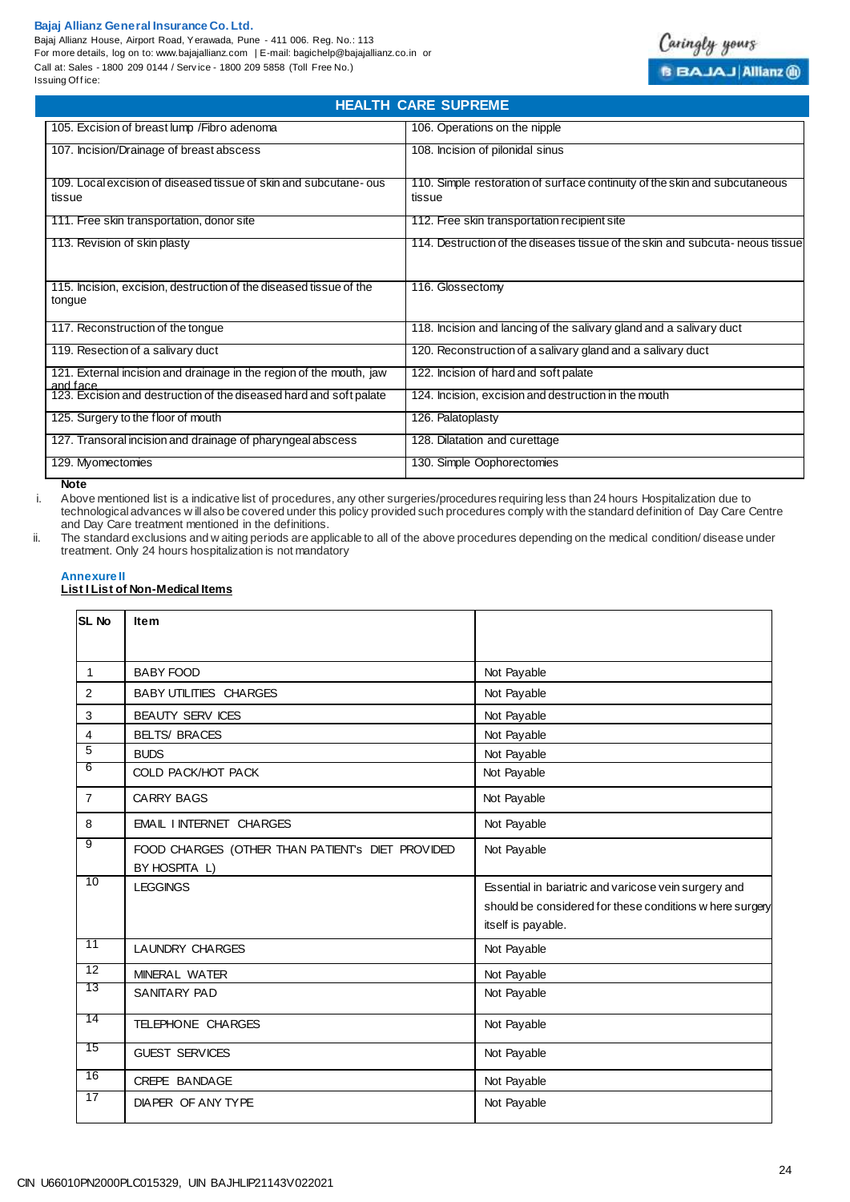## HEALTH CARE SUPREME

| | |
|---|---|
| 105. Excision of breast lump /Fibro adenoma | 106. Operations on the nipple |
| 107. Incision/Drainage of breast abscess | 108. Incision of pilonidal sinus |
| 109. Local excision of diseased tissue of skin and subcutane- ous tissue | 110. Simple restoration of surface continuity of the skin and subcutaneous tissue |
| 111. Free skin transportation, donor site | 112. Free skin transportation recipient site |
| 113. Revision of skin plasty | 114. Destruction of the diseases tissue of the skin and subcuta- neous tissue |
| 115. Incision, excision, destruction of the diseased tissue of the tongue | 116. Glossectomy |
| 117. Reconstruction of the tongue | 118. Incision and lancing of the salivary gland and a salivary duct |
| 119. Resection of a salivary duct | 120. Reconstruction of a salivary gland and a salivary duct |
| 121. External incision and drainage in the region of the mouth, jaw and face | 122. Incision of hard and soft palate |
| 123. Excision and destruction of the diseased hard and soft palate | 124. Incision, excision and destruction in the mouth |
| 125. Surgery to the floor of mouth | 126. Palatoplasty |
| 127. Transoral incision and drainage of pharyngeal abscess | 128. Dilatation and curettage |
| 129. Myomectomies | 130. Simple Oophorectomies |

**Note**

i. Above mentioned list is a indicative list of procedures, any other surgeries/procedures requiring less than 24 hours Hospitalization due to technological advances will also be covered under this policy provided such procedures comply with the standard definition of Day Care Centre and Day Care treatment mentioned in the definitions.

ii. The standard exclusions and waiting periods are applicable to all of the above procedures depending on the medical condition/ disease under treatment. Only 24 hours hospitalization is not mandatory

**Annexure II**

**List I List of Non-Medical Items**

| SL No | Item | |
|---|---|---|
| 1 | BABY FOOD | Not Payable |
| 2 | BABY UTILITIES CHARGES | Not Payable |
| 3 | BEAUTY SERVICES | Not Payable |
| 4 | BELTS/ BRACES | Not Payable |
| 5 | BUDS | Not Payable |
| 6 | COLD PACK/HOT PACK | Not Payable |
| 7 | CARRY BAGS | Not Payable |
| 8 | EMAIL I INTERNET CHARGES | Not Payable |
| 9 | FOOD CHARGES (OTHER THAN PATIENT's DIET PROVIDED BY HOSPITAL) | Not Payable |
| 10 | LEGGINGS | Essential in bariatric and varicose vein surgery and should be considered for these conditions where surgery itself is payable. |
| 11 | LAUNDRY CHARGES | Not Payable |
| 12 | MINERAL WATER | Not Payable |
| 13 | SANITARY PAD | Not Payable |
| 14 | TELEPHONE CHARGES | Not Payable |
| 15 | GUEST SERVICES | Not Payable |
| 16 | CREPE BANDAGE | Not Payable |
| 17 | DIAPER OF ANY TYPE | Not Payable |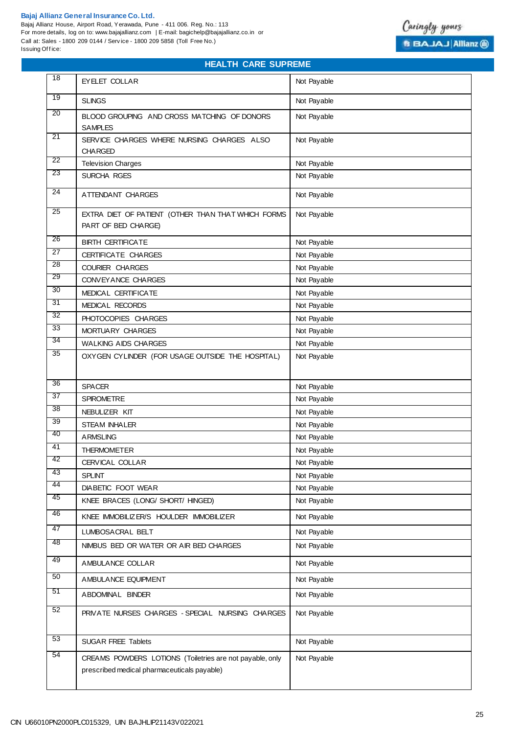## HEALTH CARE SUPREME

| | | |
|---|---|---|
| 18 | EYELET COLLAR | Not Payable |
| 19 | SLINGS | Not Payable |
| 20 | BLOOD GROUPING AND CROSS MATCHING OF DONORS SAMPLES | Not Payable |
| 21 | SERVICE CHARGES WHERE NURSING CHARGES ALSO CHARGED | Not Payable |
| 22 | Television Charges | Not Payable |
| 23 | SURCHA RGES | Not Payable |
| 24 | ATTENDANT CHARGES | Not Payable |
| 25 | EXTRA DIET OF PATIENT (OTHER THAN THAT WHICH FORMS PART OF BED CHARGE) | Not Payable |
| 26 | BIRTH CERTIFICATE | Not Payable |
| 27 | CERTIFICATE CHARGES | Not Payable |
| 28 | COURIER CHARGES | Not Payable |
| 29 | CONVEYANCE CHARGES | Not Payable |
| 30 | MEDICAL CERTIFICATE | Not Payable |
| 31 | MEDICAL RECORDS | Not Payable |
| 32 | PHOTOCOPIES CHARGES | Not Payable |
| 33 | MORTUARY CHARGES | Not Payable |
| 34 | WALKING AIDS CHARGES | Not Payable |
| 35 | OXYGEN CYLINDER (FOR USAGE OUTSIDE THE HOSPITAL) | Not Payable |
| 36 | SPACER | Not Payable |
| 37 | SPIROMETRE | Not Payable |
| 38 | NEBULIZER KIT | Not Payable |
| 39 | STEAM INHALER | Not Payable |
| 40 | ARMSLING | Not Payable |
| 41 | THERMOMETER | Not Payable |
| 42 | CERVICAL COLLAR | Not Payable |
| 43 | SPLINT | Not Payable |
| 44 | DIABETIC FOOT WEAR | Not Payable |
| 45 | KNEE BRACES (LONG/ SHORT/ HINGED) | Not Payable |
| 46 | KNEE IMMOBILIZER/S HOULDER IMMOBILIZER | Not Payable |
| 47 | LUMBOSACRAL BELT | Not Payable |
| 48 | NIMBUS BED OR WATER OR AIR BED CHARGES | Not Payable |
| 49 | AMBULANCE COLLAR | Not Payable |
| 50 | AMBULANCE EQUIPMENT | Not Payable |
| 51 | ABDOMINAL BINDER | Not Payable |
| 52 | PRIVATE NURSES CHARGES - SPECIAL NURSING CHARGES | Not Payable |
| 53 | SUGAR FREE Tablets | Not Payable |
| 54 | CREAMS POWDERS LOTIONS (Toiletries are not payable, only prescribed medical pharmaceuticals payable) | Not Payable |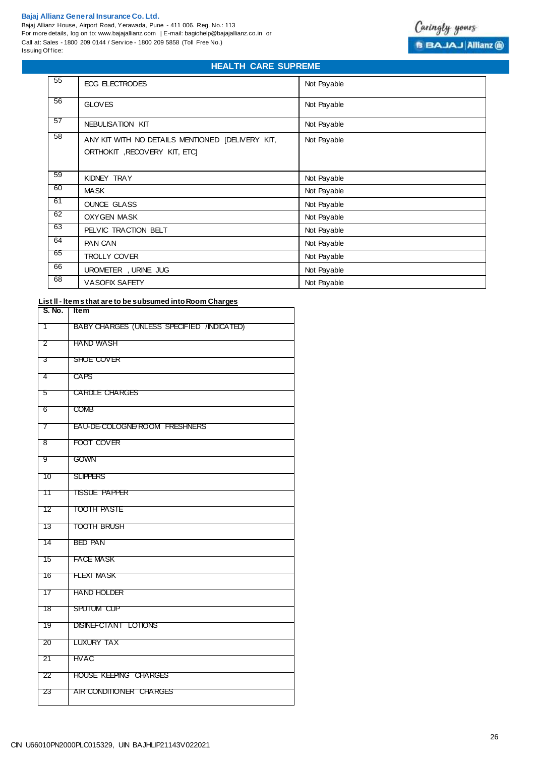## HEALTH CARE SUPREME

| | | |
|---|---|---|
| 55 | ECG ELECTRODES | Not Payable |
| 56 | GLOVES | Not Payable |
| 57 | NEBULISATION KIT | Not Payable |
| 58 | ANY KIT WITH NO DETAILS MENTIONED [DELIVERY KIT, ORTHOKIT ,RECOVERY KIT, ETC] | Not Payable |
| 59 | KIDNEY TRAY | Not Payable |
| 60 | MASK | Not Payable |
| 61 | OUNCE GLASS | Not Payable |
| 62 | OXYGEN MASK | Not Payable |
| 63 | PELVIC TRACTION BELT | Not Payable |
| 64 | PAN CAN | Not Payable |
| 65 | TROLLY COVER | Not Payable |
| 66 | UROMETER , URINE JUG | Not Payable |
| 68 | VASOFIX SAFETY | Not Payable |

**List II - Items that are to be subsumed into Room Charges**

| S. No. | Item |
|---|---|
| 1 | BABY CHARGES (UNLESS SPECIFIED /INDICATED) |
| 2 | HAND WASH |
| 3 | SHOE COVER |
| 4 | CAPS |
| 5 | CARDLE CHARGES |
| 6 | COMB |
| 7 | EAU-DE-COLOGNE/ROOM FRESHNERS |
| 8 | FOOT COVER |
| 9 | GOWN |
| 10 | SLIPPERS |
| 11 | TISSUE PAPPER |
| 12 | TOOTH PASTE |
| 13 | TOOTH BRUSH |
| 14 | BED PAN |
| 15 | FACE MASK |
| 16 | FLEXI MASK |
| 17 | HAND HOLDER |
| 18 | SPUTUM CUP |
| 19 | DISINEFCTANT LOTIONS |
| 20 | LUXURY TAX |
| 21 | HVAC |
| 22 | HOUSE KEEPING CHARGES |
| 23 | AIR CONDITIONER CHARGES |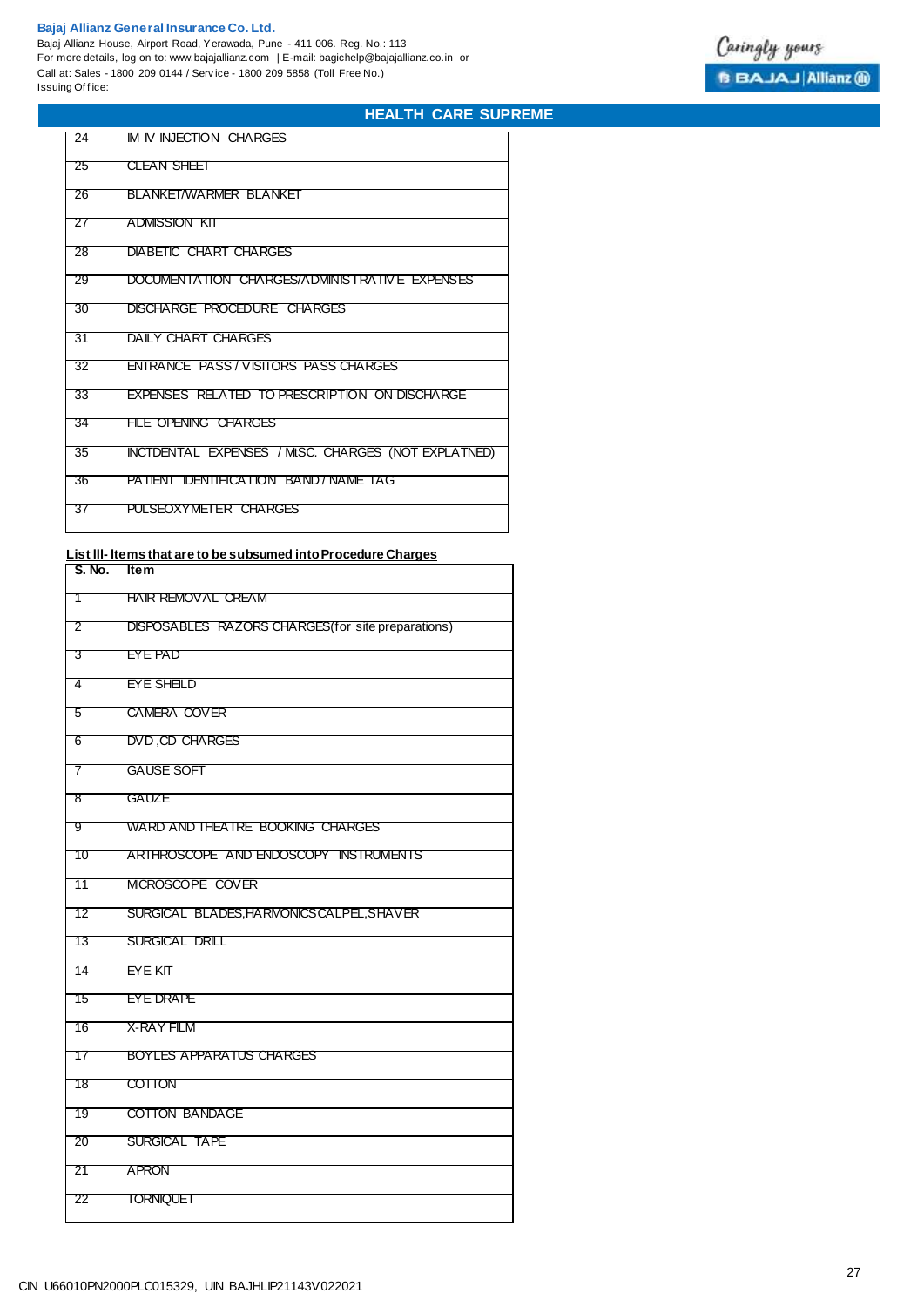| | |
|---|---|
| 24 | IM IV INJECTION CHARGES |
| 25 | CLEAN SHEET |
| 26 | BLANKET/WARMER BLANKET |
| 27 | ADMISSION KIT |
| 28 | DIABETIC CHART CHARGES |
| 29 | DOCUMENTATION CHARGES/ADMINISTRATIVE EXPENSES |
| 30 | DISCHARGE PROCEDURE CHARGES |
| 31 | DAILY CHART CHARGES |
| 32 | ENTRANCE PASS / VISITORS PASS CHARGES |
| 33 | EXPENSES RELATED TO PRESCRIPTION ON DISCHARGE |
| 34 | FILE OPENING CHARGES |
| 35 | INCTDENTAL EXPENSES / MtSC. CHARGES (NOT EXPLATNED) |
| 36 | PATIENT IDENTIFICATION BAND / NAME TAG |
| 37 | PULSEOXYMETER CHARGES |

**List III- Items that are to be subsumed into Procedure Charges**

| S. No. | Item |
|---|---|
| 1 | HAIR REMOVAL CREAM |
| 2 | DISPOSABLES RAZORS CHARGES(for site preparations) |
| 3 | EYE PAD |
| 4 | EYE SHEILD |
| 5 | CAMERA COVER |
| 6 | DVD ,CD CHARGES |
| 7 | GAUSE SOFT |
| 8 | GAUZE |
| 9 | WARD AND THEATRE BOOKING CHARGES |
| 10 | ARTHROSCOPE AND ENDOSCOPY INSTRUMENTS |
| 11 | MICROSCOPE COVER |
| 12 | SURGICAL BLADES,HARMONICSCALPEL,SHAVER |
| 13 | SURGICAL DRILL |
| 14 | EYE KIT |
| 15 | EYE DRAPE |
| 16 | X-RAY FILM |
| 17 | BOYLES APPARATUS CHARGES |
| 18 | COTTON |
| 19 | COTTON BANDAGE |
| 20 | SURGICAL TAPE |
| 21 | APRON |
| 22 | TORNIQUET |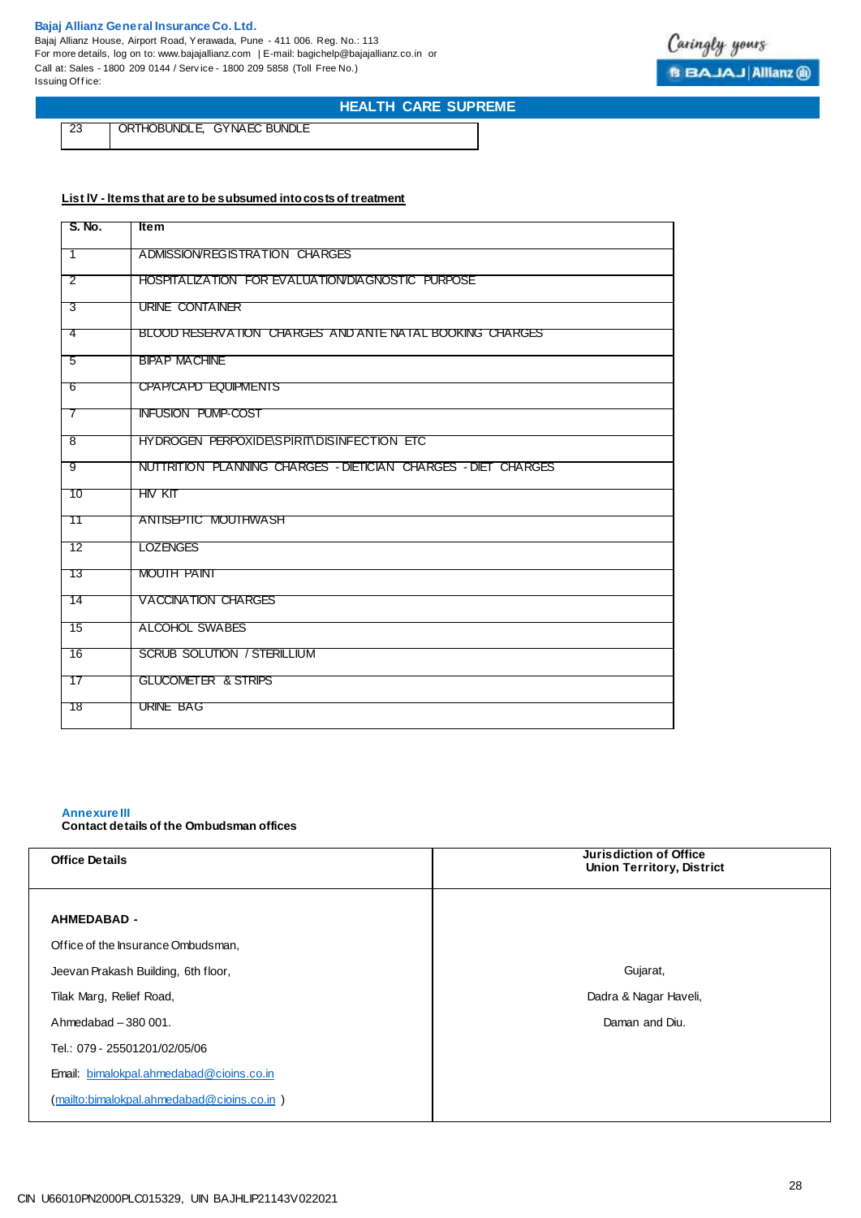| 23 | ORTHOBUNDLE, GYNAEC BUNDLE |
|---|---|

**List IV - Items that are to be subsumed into costs of treatment**

| S. No. | Item |
|---|---|
| 1 | ADMISSION/REGISTRATION CHARGES |
| 2 | HOSPITALIZATION FOR EVALUATION/DIAGNOSTIC PURPOSE |
| 3 | URINE CONTAINER |
| 4 | BLOOD RESERVATION CHARGES AND ANTE NATAL BOOKING CHARGES |
| 5 | BIPAP MACHINE |
| 6 | CPAP/CAPD EQUIPMENTS |
| 7 | INFUSION PUMP-COST |
| 8 | HYDROGEN PERPOXIDE\SPIRIT\DISINFECTION ETC |
| 9 | NUTRITION PLANNING CHARGES - DIETICIAN CHARGES - DIET CHARGES |
| 10 | HIV KIT |
| 11 | ANTISEPTIC MOUTHWASH |
| 12 | LOZENGES |
| 13 | MOUTH PAINT |
| 14 | VACCINATION CHARGES |
| 15 | ALCOHOL SWABES |
| 16 | SCRUB SOLUTION / STERILLIUM |
| 17 | GLUCOMETER & STRIPS |
| 18 | URINE BAG |

**Annexure III**

**Contact details of the Ombudsman offices**

| Office Details | Jurisdiction of Office Union Territory, District |
|---|---|
| **AHMEDABAD -** Office of the Insurance Ombudsman, Jeevan Prakash Building, 6th floor, Tilak Marg, Relief Road, Ahmedabad – 380 001. Tel.: 079 - 25501201/02/05/06 Email: bimalokpal.ahmedabad@cioins.co.in (mailto:bimalokpal.ahmedabad@cioins.co.in ) | Gujarat, Dadra & Nagar Haveli, Daman and Diu. |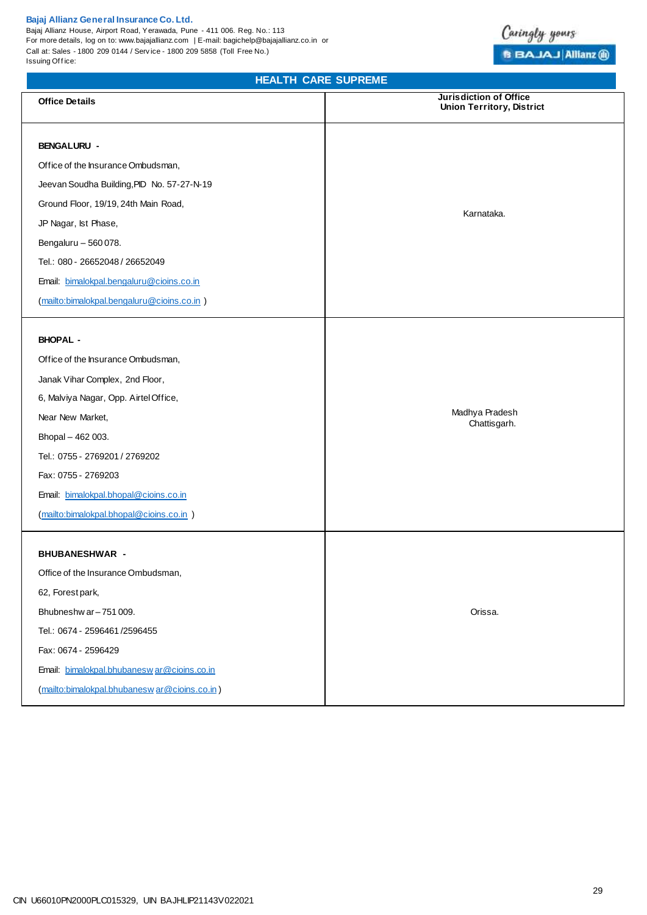## HEALTH CARE SUPREME

| Office Details | Jurisdiction of Office Union Territory, District |
|---|---|
| **BENGALURU -**<br>Office of the Insurance Ombudsman,<br>Jeevan Soudha Building,PID No. 57-27-N-19<br>Ground Floor, 19/19, 24th Main Road,<br>JP Nagar, Ist Phase,<br>Bengaluru – 560 078.<br>Tel.: 080 - 26652048 / 26652049<br>Email: bimalokpal.bengaluru@cioins.co.in<br>(mailto:bimalokpal.bengaluru@cioins.co.in ) | Karnataka. |
| **BHOPAL -**<br>Office of the Insurance Ombudsman,<br>Janak Vihar Complex, 2nd Floor,<br>6, Malviya Nagar, Opp. Airtel Office,<br>Near New Market,<br>Bhopal – 462 003.<br>Tel.: 0755 - 2769201 / 2769202<br>Fax: 0755 - 2769203<br>Email: bimalokpal.bhopal@cioins.co.in<br>(mailto:bimalokpal.bhopal@cioins.co.in ) | Madhya Pradesh<br>Chattisgarh. |
| **BHUBANESHWAR -**<br>Office of the Insurance Ombudsman,<br>62, Forest park,<br>Bhubneshwar – 751 009.<br>Tel.: 0674 - 2596461 /2596455<br>Fax: 0674 - 2596429<br>Email: bimalokpal.bhubaneswar@cioins.co.in<br>(mailto:bimalokpal.bhubaneswar@cioins.co.in ) | Orissa. |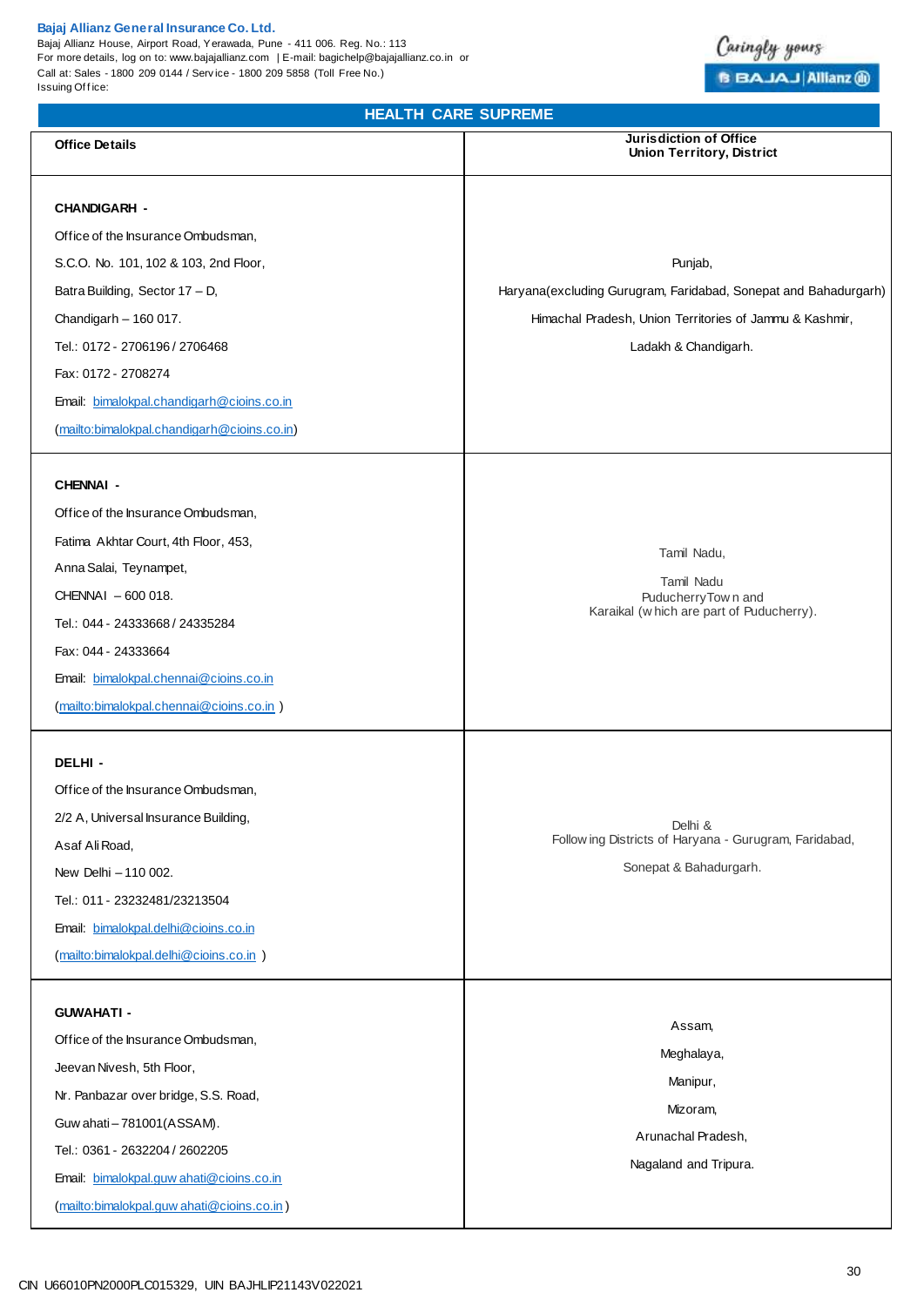## HEALTH CARE SUPREME

| Office Details | Jurisdiction of Office Union Territory, District |
|---|---|
| **CHANDIGARH -** Office of the Insurance Ombudsman, S.C.O. No. 101, 102 & 103, 2nd Floor, Batra Building, Sector 17 – D, Chandigarh – 160 017. Tel.: 0172 - 2706196 / 2706468 Fax: 0172 - 2708274 Email: bimalokpal.chandigarh@cioins.co.in (mailto:bimalokpal.chandigarh@cioins.co.in) | Punjab, Haryana(excluding Gurugram, Faridabad, Sonepat and Bahadurgarh) Himachal Pradesh, Union Territories of Jammu & Kashmir, Ladakh & Chandigarh. |
| **CHENNAI -** Office of the Insurance Ombudsman, Fatima Akhtar Court, 4th Floor, 453, Anna Salai, Teynampet, CHENNAI – 600 018. Tel.: 044 - 24333668 / 24335284 Fax: 044 - 24333664 Email: bimalokpal.chennai@cioins.co.in (mailto:bimalokpal.chennai@cioins.co.in ) | Tamil Nadu, Tamil Nadu PuducherryTown and Karaikal (which are part of Puducherry). |
| **DELHI -** Office of the Insurance Ombudsman, 2/2 A, Universal Insurance Building, Asaf Ali Road, New Delhi – 110 002. Tel.: 011 - 23232481/23213504 Email: bimalokpal.delhi@cioins.co.in (mailto:bimalokpal.delhi@cioins.co.in ) | Delhi & Following Districts of Haryana - Gurugram, Faridabad, Sonepat & Bahadurgarh. |
| **GUWAHATI -** Office of the Insurance Ombudsman, Jeevan Nivesh, 5th Floor, Nr. Panbazar over bridge, S.S. Road, Guwahati – 781001(ASSAM). Tel.: 0361 - 2632204 / 2602205 Email: bimalokpal.guwahati@cioins.co.in (mailto:bimalokpal.guwahati@cioins.co.in ) | Assam, Meghalaya, Manipur, Mizoram, Arunachal Pradesh, Nagaland and Tripura. |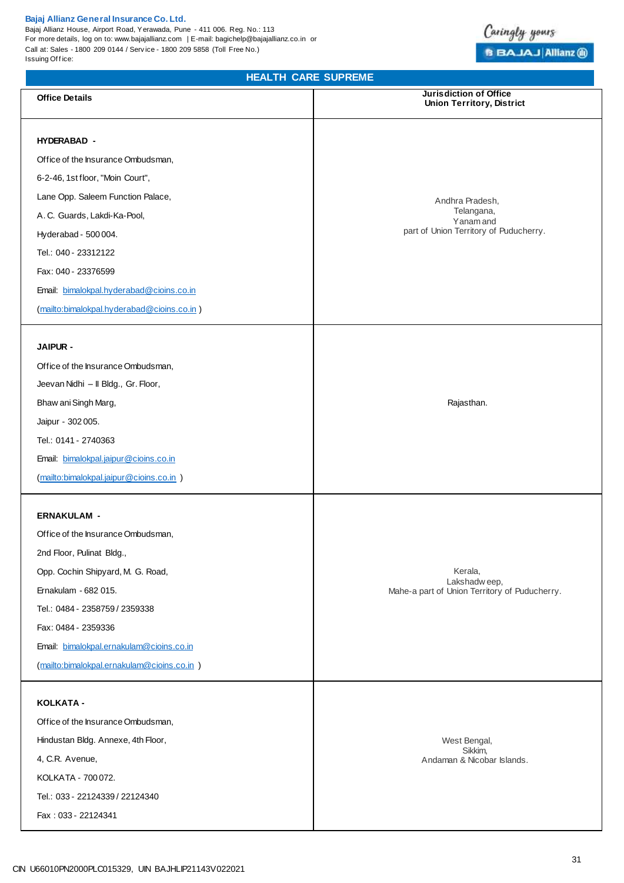| Office Details | Jurisdiction of Office Union Territory, District |
|---|---|
| **HYDERABAD -** Office of the Insurance Ombudsman, 6-2-46, 1st floor, "Moin Court", Lane Opp. Saleem Function Palace, A. C. Guards, Lakdi-Ka-Pool, Hyderabad - 500 004. Tel.: 040 - 23312122 Fax: 040 - 23376599 Email: bimalokpal.hyderabad@cioins.co.in (mailto:bimalokpal.hyderabad@cioins.co.in ) | Andhra Pradesh, Telangana, Yanam and part of Union Territory of Puducherry. |
| **JAIPUR -** Office of the Insurance Ombudsman, Jeevan Nidhi – II Bldg., Gr. Floor, Bhawani Singh Marg, Jaipur - 302 005. Tel.: 0141 - 2740363 Email: bimalokpal.jaipur@cioins.co.in (mailto:bimalokpal.jaipur@cioins.co.in ) | Rajasthan. |
| **ERNAKULAM -** Office of the Insurance Ombudsman, 2nd Floor, Pulinat Bldg., Opp. Cochin Shipyard, M. G. Road, Ernakulam - 682 015. Tel.: 0484 - 2358759 / 2359338 Fax: 0484 - 2359336 Email: bimalokpal.ernakulam@cioins.co.in (mailto:bimalokpal.ernakulam@cioins.co.in ) | Kerala, Lakshadweep, Mahe-a part of Union Territory of Puducherry. |
| **KOLKATA -** Office of the Insurance Ombudsman, Hindustan Bldg. Annexe, 4th Floor, 4, C.R. Avenue, KOLKATA - 700 072. Tel.: 033 - 22124339 / 22124340 Fax : 033 - 22124341 | West Bengal, Sikkim, Andaman & Nicobar Islands. |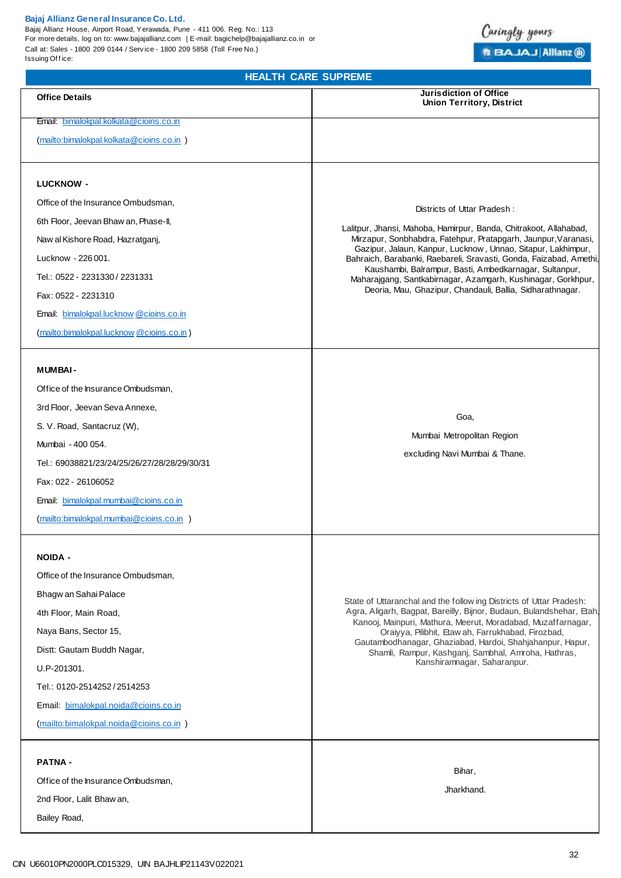## HEALTH CARE SUPREME

| Office Details | Jurisdiction of Office Union Territory, District |
|---|---|
| Email: bimalokpal.kolkata@cioins.co.in (mailto:bimalokpal.kolkata@cioins.co.in ) | |
| **LUCKNOW -** Office of the Insurance Ombudsman, 6th Floor, Jeevan Bhawan, Phase-II, Nawal Kishore Road, Hazratganj, Lucknow - 226 001. Tel.: 0522 - 2231330 / 2231331 Fax: 0522 - 2231310 Email: bimalokpal.lucknow@cioins.co.in (mailto:bimalokpal.lucknow@cioins.co.in ) | Districts of Uttar Pradesh : Lalitpur, Jhansi, Mahoba, Hamirpur, Banda, Chitrakoot, Allahabad, Mirzapur, Sonbhabdra, Fatehpur, Pratapgarh, Jaunpur,Varanasi, Gazipur, Jalaun, Kanpur, Lucknow, Unnao, Sitapur, Lakhimpur, Bahraich, Barabanki, Raebareli, Sravasti, Gonda, Faizabad, Amethi, Kaushambi, Balrampur, Basti, Ambedkarnagar, Sultanpur, Maharajgang, Santkabirnagar, Azamgarh, Kushinagar, Gorkhpur, Deoria, Mau, Ghazipur, Chandauli, Ballia, Sidharathnagar. |
| **MUMBAI -** Office of the Insurance Ombudsman, 3rd Floor, Jeevan Seva Annexe, S. V. Road, Santacruz (W), Mumbai - 400 054. Tel.: 69038821/23/24/25/26/27/28/28/29/30/31 Fax: 022 - 26106052 Email: bimalokpal.mumbai@cioins.co.in (mailto:bimalokpal.mumbai@cioins.co.in ) | Goa, Mumbai Metropolitan Region excluding Navi Mumbai & Thane. |
| **NOIDA -** Office of the Insurance Ombudsman, Bhagwan Sahai Palace 4th Floor, Main Road, Naya Bans, Sector 15, Distt: Gautam Buddh Nagar, U.P-201301. Tel.: 0120-2514252 / 2514253 Email: bimalokpal.noida@cioins.co.in (mailto:bimalokpal.noida@cioins.co.in ) | State of Uttaranchal and the following Districts of Uttar Pradesh: Agra, Aligarh, Bagpat, Bareilly, Bijnor, Budaun, Bulandshehar, Etah, Kanooj, Mainpuri, Mathura, Meerut, Moradabad, Muzaffarnagar, Oraiyya, Pilibhit, Etawah, Farrukhabad, Firozbad, Gautambodhanagar, Ghaziabad, Hardoi, Shahjahanpur, Hapur, Shamli, Rampur, Kashganj, Sambhal, Amroha, Hathras, Kanshiramnagar, Saharanpur. |
| **PATNA -** Office of the Insurance Ombudsman, 2nd Floor, Lalit Bhawan, Bailey Road, | Bihar, Jharkhand. |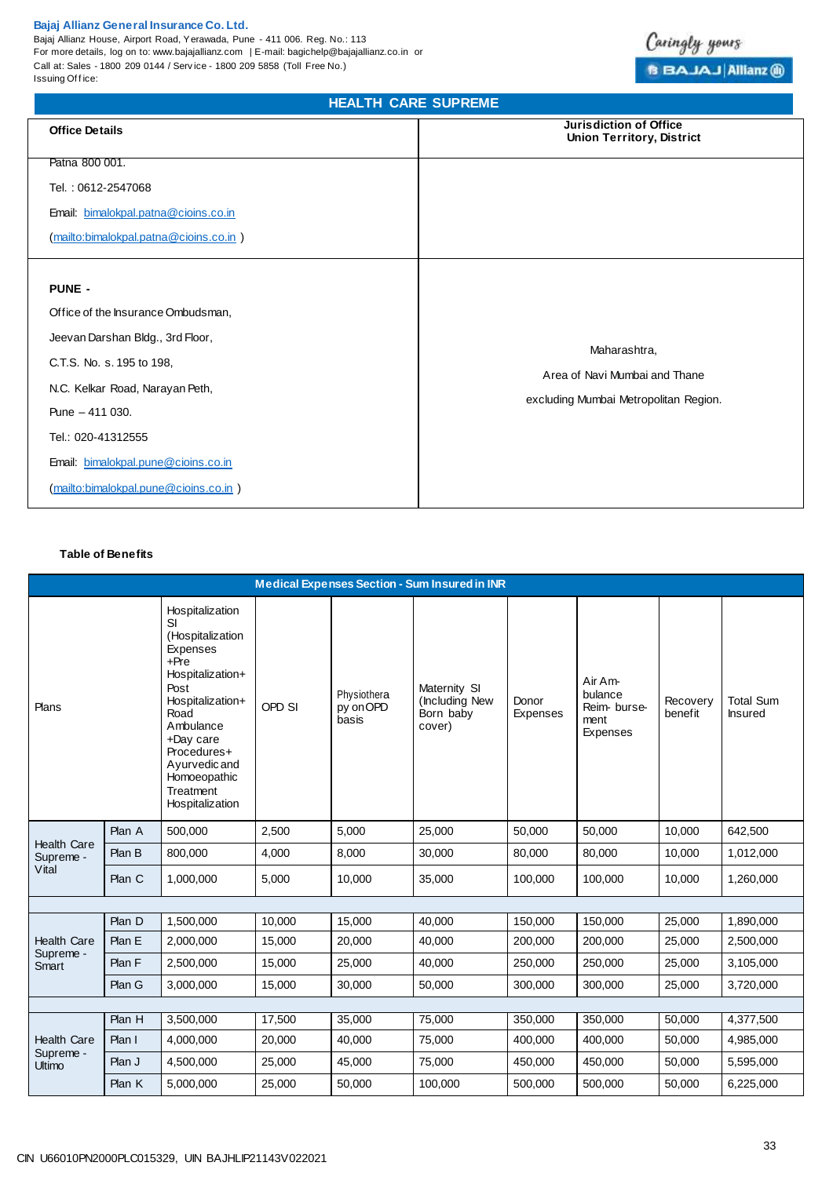## HEALTH CARE SUPREME

| Office Details | Jurisdiction of Office Union Territory, District |
|---|---|
| Patna 800 001.<br>Tel. : 0612-2547068<br>Email: bimalokpal.patna@cioins.co.in<br>(mailto:bimalokpal.patna@cioins.co.in ) | |
| **PUNE -**<br>Office of the Insurance Ombudsman,<br>Jeevan Darshan Bldg., 3rd Floor,<br>C.T.S. No. s. 195 to 198,<br>N.C. Kelkar Road, Narayan Peth,<br>Pune – 411 030.<br>Tel.: 020-41312555<br>Email: bimalokpal.pune@cioins.co.in<br>(mailto:bimalokpal.pune@cioins.co.in ) | Maharashtra,<br>Area of Navi Mumbai and Thane<br>excluding Mumbai Metropolitan Region. |

**Table of Benefits**

| Medical Expenses Section - Sum Insured in INR | | | | | | | | | |
|---|---|---|---|---|---|---|---|---|---|
| Plans | | Hospitalization SI (Hospitalization Expenses +Pre Hospitalization+ Post Hospitalization+ Road Ambulance +Day care Procedures+ Ayurvedic and Homoeopathic Treatment Hospitalization | OPD SI | Physiotherapy on OPD basis | Maternity SI (Including New Born baby cover) | Donor Expenses | Air Ambulance Reim- burse- ment Expenses | Recovery benefit | Total Sum Insured |
| Health Care Supreme - Vital | Plan A | 500,000 | 2,500 | 5,000 | 25,000 | 50,000 | 50,000 | 10,000 | 642,500 |
| | Plan B | 800,000 | 4,000 | 8,000 | 30,000 | 80,000 | 80,000 | 10,000 | 1,012,000 |
| | Plan C | 1,000,000 | 5,000 | 10,000 | 35,000 | 100,000 | 100,000 | 10,000 | 1,260,000 |
| Health Care Supreme - Smart | Plan D | 1,500,000 | 10,000 | 15,000 | 40,000 | 150,000 | 150,000 | 25,000 | 1,890,000 |
| | Plan E | 2,000,000 | 15,000 | 20,000 | 40,000 | 200,000 | 200,000 | 25,000 | 2,500,000 |
| | Plan F | 2,500,000 | 15,000 | 25,000 | 40,000 | 250,000 | 250,000 | 25,000 | 3,105,000 |
| | Plan G | 3,000,000 | 15,000 | 30,000 | 50,000 | 300,000 | 300,000 | 25,000 | 3,720,000 |
| Health Care Supreme - Ultimo | Plan H | 3,500,000 | 17,500 | 35,000 | 75,000 | 350,000 | 350,000 | 50,000 | 4,377,500 |
| | Plan I | 4,000,000 | 20,000 | 40,000 | 75,000 | 400,000 | 400,000 | 50,000 | 4,985,000 |
| | Plan J | 4,500,000 | 25,000 | 45,000 | 75,000 | 450,000 | 450,000 | 50,000 | 5,595,000 |
| | Plan K | 5,000,000 | 25,000 | 50,000 | 100,000 | 500,000 | 500,000 | 50,000 | 6,225,000 |